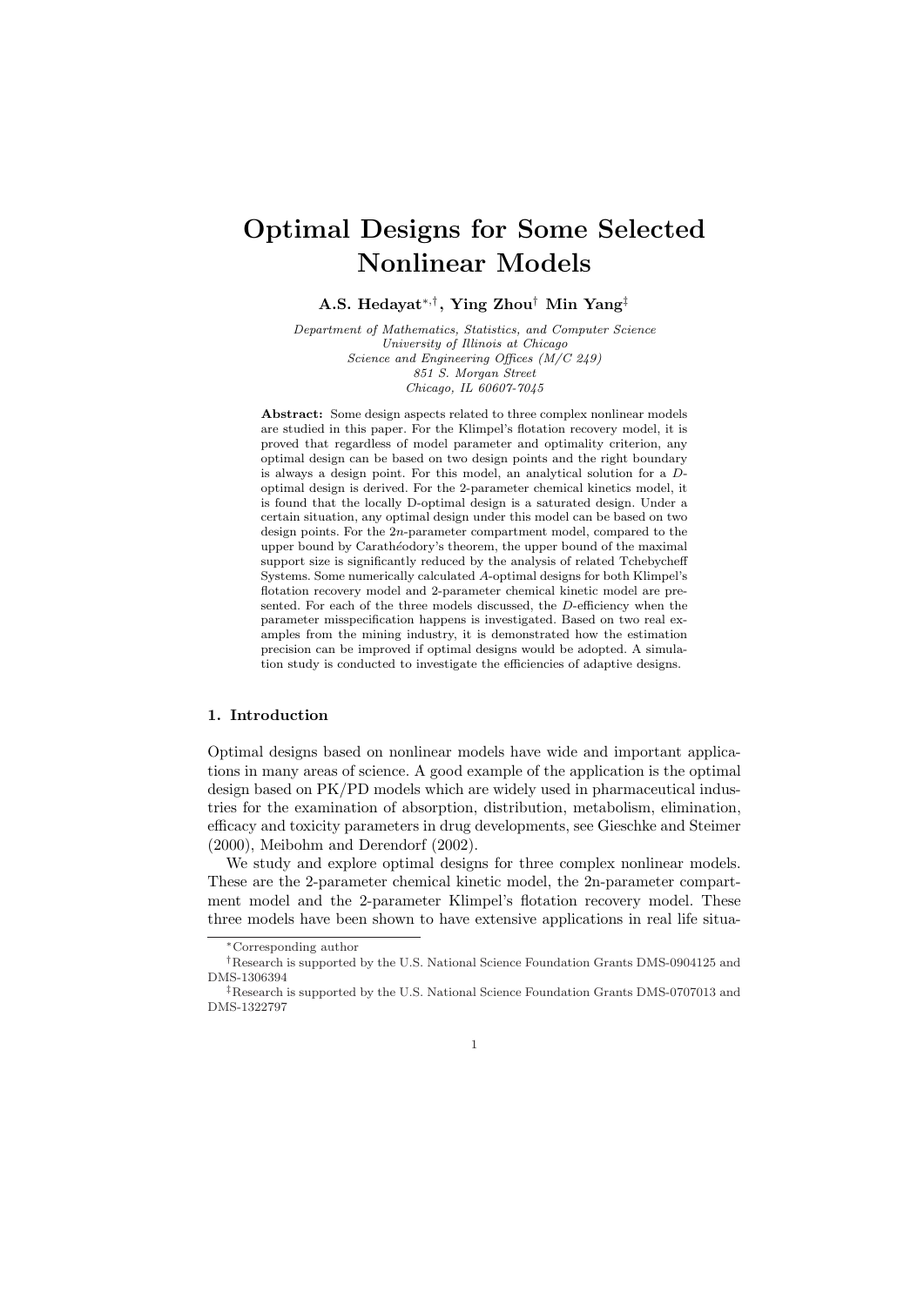# Optimal Designs for Some Selected Nonlinear Models

**A.S. Hedayat[\*,†], Ying Zhou[†] Min Yang[‡]**

*Department of Mathematics, Statistics, and Computer Science*
*University of Illinois at Chicago*
*Science and Engineering Offices (M/C 249)*
*851 S. Morgan Street*
*Chicago, IL 60607-7045*

**Abstract:** Some design aspects related to three complex nonlinear models are studied in this paper. For the Klimpel's flotation recovery model, it is proved that regardless of model parameter and optimality criterion, any optimal design can be based on two design points and the right boundary is always a design point. For this model, an analytical solution for a $D$-optimal design is derived. For the 2-parameter chemical kinetics model, it is found that the locally D-optimal design is a saturated design. Under a certain situation, any optimal design under this model can be based on two design points. For the $2n$-parameter compartment model, compared to the upper bound by Carathéodory's theorem, the upper bound of the maximal support size is significantly reduced by the analysis of related Tchebycheff Systems. Some numerically calculated $A$-optimal designs for both Klimpel's flotation recovery model and 2-parameter chemical kinetic model are presented. For each of the three models discussed, the $D$-efficiency when the parameter missspecification happens is investigated. Based on two real examples from the mining industry, it is demonstrated how the estimation precision can be improved if optimal designs would be adopted. A simulation study is conducted to investigate the efficiencies of adaptive designs.

## 1. Introduction

Optimal designs based on nonlinear models have wide and important applications in many areas of science. A good example of the application is the optimal design based on PK/PD models which are widely used in pharmaceutical industries for the examination of absorption, distribution, metabolism, elimination, efficacy and toxicity parameters in drug developments, see Gieschke and Steimer (2000), Meibohm and Derendorf (2002).

We study and explore optimal designs for three complex nonlinear models. These are the 2-parameter chemical kinetic model, the 2n-parameter compartment model and the 2-parameter Klimpel's flotation recovery model. These three models have been shown to have extensive applications in real life situa-

[\*]Corresponding author

[†]Research is supported by the U.S. National Science Foundation Grants DMS-0904125 and DMS-1306394

[‡]Research is supported by the U.S. National Science Foundation Grants DMS-0707013 and DMS-1322797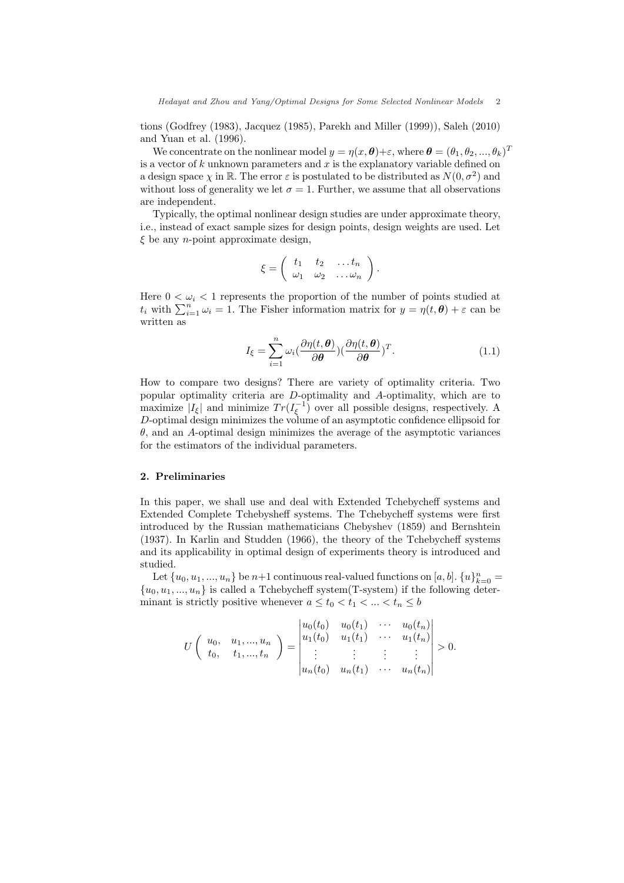tions (Godfrey (1983), Jacquez (1985), Parekh and Miller (1999)), Saleh (2010) and Yuan et al. (1996).

We concentrate on the nonlinear model $y = \eta(x, \boldsymbol{\theta}) + \varepsilon$, where $\boldsymbol{\theta} = (\theta_1, \theta_2, ..., \theta_k)^T$ is a vector of $k$ unknown parameters and $x$ is the explanatory variable defined on a design space $\chi$ in $\mathbb{R}$. The error $\varepsilon$ is postulated to be distributed as $N(0, \sigma^2)$ and without loss of generality we let $\sigma = 1$. Further, we assume that all observations are independent.

Typically, the optimal nonlinear design studies are under approximate theory, i.e., instead of exact sample sizes for design points, design weights are used. Let $\xi$ be any $n$-point approximate design,

$$\xi = \begin{pmatrix} t_1 & t_2 & \ldots t_n \\ \omega_1 & \omega_2 & \ldots \omega_n \end{pmatrix}.$$

Here $0 < \omega_i < 1$ represents the proportion of the number of points studied at $t_i$ with $\sum_{i=1}^{n} \omega_i = 1$. The Fisher information matrix for $y = \eta(t, \boldsymbol{\theta}) + \varepsilon$ can be written as

$$I_\xi = \sum_{i=1}^{n} \omega_i (\frac{\partial \eta(t, \boldsymbol{\theta})}{\partial \boldsymbol{\theta}})(\frac{\partial \eta(t, \boldsymbol{\theta})}{\partial \boldsymbol{\theta}})^T. \tag{1.1}$$

How to compare two designs? There are variety of optimality criteria. Two popular optimality criteria are $D$-optimality and $A$-optimality, which are to maximize $|I_\xi|$ and minimize $Tr(I_\xi^{-1})$ over all possible designs, respectively. A $D$-optimal design minimizes the volume of an asymptotic confidence ellipsoid for $\theta$, and an $A$-optimal design minimizes the average of the asymptotic variances for the estimators of the individual parameters.

## 2. Preliminaries

In this paper, we shall use and deal with Extended Tchebycheff systems and Extended Complete Tchebysheff systems. The Tchebycheff systems were first introduced by the Russian mathematicians Chebyshev (1859) and Bernshtein (1937). In Karlin and Studden (1966), the theory of the Tchebycheff systems and its applicability in optimal design of experiments theory is introduced and studied.

Let $\{u_0, u_1, ..., u_n\}$ be $n+1$ continuous real-valued functions on $[a, b]$. $\{u\}_{k=0}^{n} = \{u_0, u_1, ..., u_n\}$ is called a Tchebycheff system(T-system) if the following determinant is strictly positive whenever $a \le t_0 < t_1 < ... < t_n \le b$

$$U\begin{pmatrix} u_0, & u_1, ..., u_n \\ t_0, & t_1, ..., t_n \end{pmatrix} = \begin{vmatrix} u_0(t_0) & u_0(t_1) & \cdots & u_0(t_n) \\ u_1(t_0) & u_1(t_1) & \cdots & u_1(t_n) \\ \vdots & \vdots & \vdots & \vdots \\ u_n(t_0) & u_n(t_1) & \cdots & u_n(t_n) \end{vmatrix} > 0.$$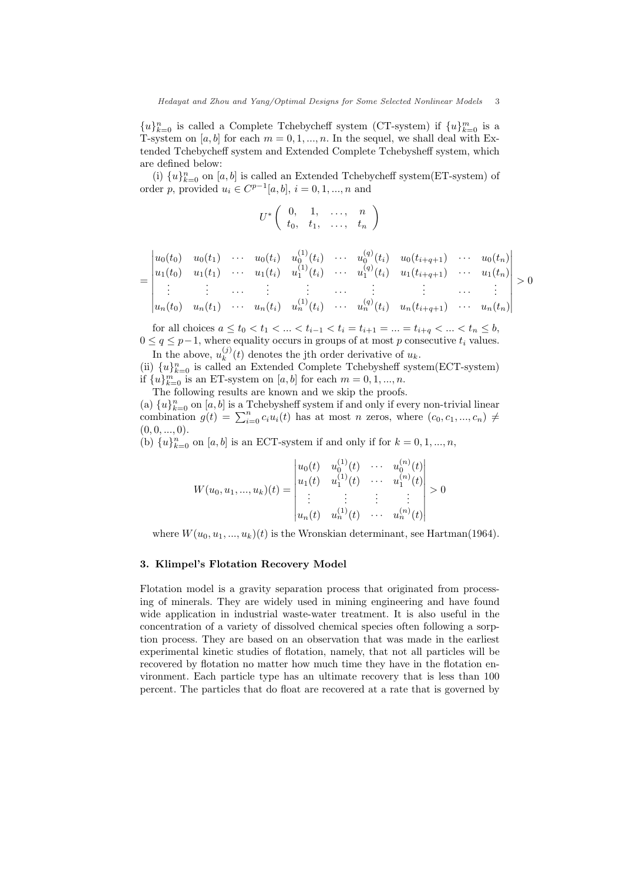$\{u\}_{k=0}^n$ is called a Complete Tchebycheff system (CT-system) if $\{u\}_{k=0}^m$ is a T-system on $[a,b]$ for each $m = 0, 1, ..., n$. In the sequel, we shall deal with Extended Tchebycheff system and Extended Complete Tchebysheff system, which are defined below:

(i) $\{u\}_{k=0}^n$ on $[a,b]$ is called an Extended Tchebycheff system(ET-system) of order $p$, provided $u_i \in C^{p-1}[a,b]$, $i = 0, 1, ..., n$ and

$$U^* \begin{pmatrix} 0, & 1, & \dots, & n \\ t_0, & t_1, & \dots, & t_n \end{pmatrix}$$

$$= \begin{vmatrix} u_0(t_0) & u_0(t_1) & \cdots & u_0(t_i) & u_0^{(1)}(t_i) & \cdots & u_0^{(q)}(t_i) & u_0(t_{i+q+1}) & \cdots & u_0(t_n) \\ u_1(t_0) & u_1(t_1) & \cdots & u_1(t_i) & u_1^{(1)}(t_i) & \cdots & u_1^{(q)}(t_i) & u_1(t_{i+q+1}) & \cdots & u_1(t_n) \\ \vdots & \vdots & \cdots & \vdots & \vdots & \cdots & \vdots & \vdots & \cdots & \vdots \\ u_n(t_0) & u_n(t_1) & \cdots & u_n(t_i) & u_n^{(1)}(t_i) & \cdots & u_n^{(q)}(t_i) & u_n(t_{i+q+1}) & \cdots & u_n(t_n) \end{vmatrix} > 0$$

for all choices $a \le t_0 < t_1 < ... < t_{i-1} < t_i = t_{i+1} = ... = t_{i+q} < ... < t_n \le b$, $0 \le q \le p-1$, where equality occurs in groups of at most $p$ consecutive $t_i$ values.

In the above, $u_k^{(j)}(t)$ denotes the jth order derivative of $u_k$.

(ii) $\{u\}_{k=0}^n$ is called an Extended Complete Tchebysheff system(ECT-system) if $\{u\}_{k=0}^m$ is an ET-system on $[a,b]$ for each $m = 0, 1, ..., n$.

The following results are known and we skip the proofs.

(a) $\{u\}_{k=0}^n$ on $[a,b]$ is a Tchebysheff system if and only if every non-trivial linear combination $g(t) = \sum_{i=0}^n c_i u_i(t)$ has at most $n$ zeros, where $(c_0, c_1, ..., c_n) \neq (0, 0, ..., 0)$.

(b) $\{u\}_{k=0}^n$ on $[a,b]$ is an ECT-system if and only if for $k = 0, 1, ..., n$,

$$W(u_0, u_1, ..., u_k)(t) = \begin{vmatrix} u_0(t) & u_0^{(1)}(t) & \cdots & u_0^{(n)}(t) \\ u_1(t) & u_1^{(1)}(t) & \cdots & u_1^{(n)}(t) \\ \vdots & \vdots & \vdots & \vdots \\ u_n(t) & u_n^{(1)}(t) & \cdots & u_n^{(n)}(t) \end{vmatrix} > 0$$

where $W(u_0, u_1, ..., u_k)(t)$ is the Wronskian determinant, see Hartman(1964).

## 3. Klimpel's Flotation Recovery Model

Flotation model is a gravity separation process that originated from processing of minerals. They are widely used in mining engineering and have found wide application in industrial waste-water treatment. It is also useful in the concentration of a variety of dissolved chemical species often following a sorption process. They are based on an observation that was made in the earliest experimental kinetic studies of flotation, namely, that not all particles will be recovered by flotation no matter how much time they have in the flotation environment. Each particle type has an ultimate recovery that is less than 100 percent. The particles that do float are recovered at a rate that is governed by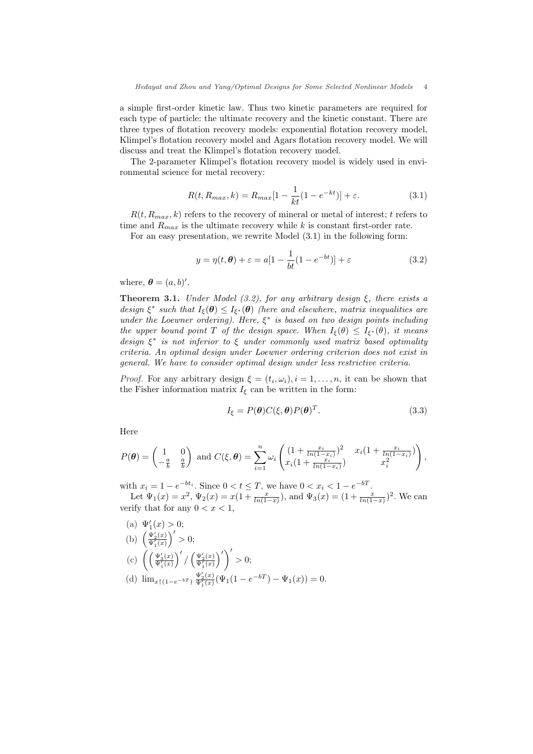a simple first-order kinetic law. Thus two kinetic parameters are required for each type of particle: the ultimate recovery and the kinetic constant. There are three types of flotation recovery models: exponential flotation recovery model, Klimpel's flotation recovery model and Agars flotation recovery model. We will discuss and treat the Klimpel's flotation recovery model.

The 2-parameter Klimpel's flotation recovery model is widely used in environmental science for metal recovery:

$$R(t, R_{max}, k) = R_{max}[1 - \frac{1}{kt}(1 - e^{-kt})] + \varepsilon. \tag{3.1}$$

$R(t, R_{max}, k)$ refers to the recovery of mineral or metal of interest; $t$ refers to time and $R_{max}$ is the ultimate recovery while $k$ is constant first-order rate.

For an easy presentation, we rewrite Model (3.1) in the following form:

$$y = \eta(t, \boldsymbol{\theta}) + \varepsilon = a[1 - \frac{1}{bt}(1 - e^{-bt})] + \varepsilon \tag{3.2}$$

where, $\boldsymbol{\theta} = (a, b)'$.

**Theorem 3.1.** *Under Model (3.2), for any arbitrary design $\xi$, there exists a design $\xi^*$ such that $I_\xi(\boldsymbol{\theta}) \leq I_{\xi^*}(\boldsymbol{\theta})$ (here and elsewhere, matrix inequalities are under the Loewner ordering). Here, $\xi^*$ is based on two design points including the upper bound point $T$ of the design space. When $I_\xi(\theta) \leq I_{\xi^*}(\theta)$, it means design $\xi^*$ is not inferior to $\xi$ under commonly used matrix based optimality criteria. An optimal design under Loewner ordering criterion does not exist in general. We have to consider optimal design under less restrictive criteria.*

*Proof.* For any arbitrary design $\xi = (t_i, \omega_i), i = 1, \ldots, n$, it can be shown that the Fisher information matrix $I_\xi$ can be written in the form:

$$I_\xi = P(\boldsymbol{\theta}) C(\xi, \boldsymbol{\theta}) P(\boldsymbol{\theta})^T. \tag{3.3}$$

Here

$$P(\boldsymbol{\theta}) = \begin{pmatrix} 1 & 0 \\ -\frac{a}{b} & \frac{a}{b} \end{pmatrix} \text{ and } C(\xi, \boldsymbol{\theta}) = \sum_{i=1}^{n} \omega_i \begin{pmatrix} (1 + \frac{x_i}{ln(1-x_i)})^2 & x_i(1 + \frac{x_i}{ln(1-x_i)}) \\ x_i(1 + \frac{x_i}{ln(1-x_i)}) & x_i^2 \end{pmatrix},$$

with $x_i = 1 - e^{-bt_i}$. Since $0 < t \leq T$, we have $0 < x_i < 1 - e^{-bT}$.

Let $\Psi_1(x) = x^2$, $\Psi_2(x) = x(1 + \frac{x}{ln(1-x)})$, and $\Psi_3(x) = (1 + \frac{x}{ln(1-x)})^2$. We can verify that for any $0 < x < 1$,

(a) $\Psi_1'(x) > 0$;

(b) $\left(\frac{\Psi_2'(x)}{\Psi_1'(x)}\right)' > 0$;

(c) $\left(\left(\frac{\Psi_3'(x)}{\Psi_1'(x)}\right)' / \left(\frac{\Psi_2'(x)}{\Psi_1'(x)}\right)'\right)' > 0$;

(d) $\lim_{x \uparrow (1-e^{-bT})} \frac{\Psi_2'(x)}{\Psi_1'(x)} (\Psi_1(1 - e^{-bT}) - \Psi_1(x)) = 0$.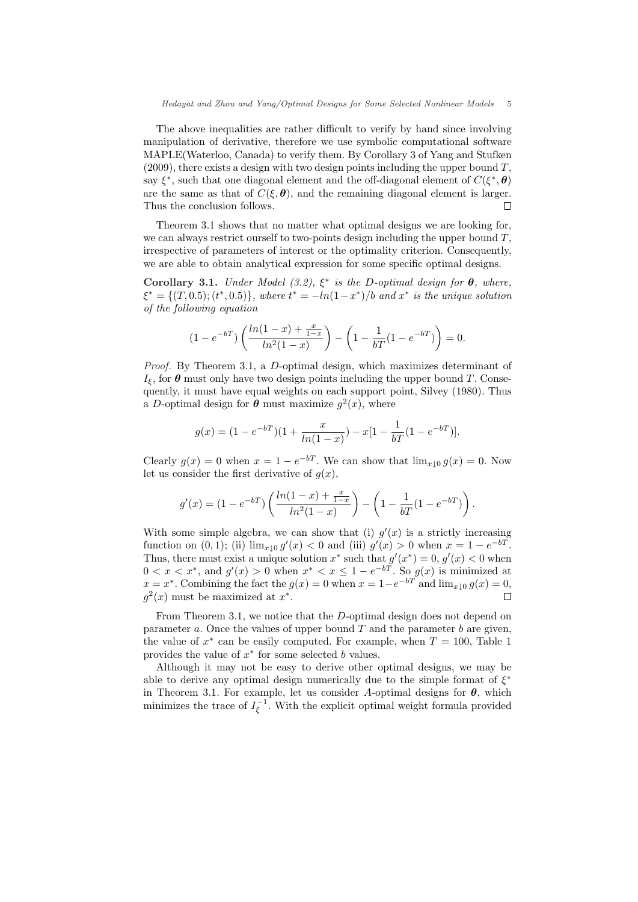The above inequalities are rather difficult to verify by hand since involving manipulation of derivative, therefore we use symbolic computational software MAPLE(Waterloo, Canada) to verify them. By Corollary 3 of Yang and Stufken (2009), there exists a design with two design points including the upper bound $T$, say $\xi^*$, such that one diagonal element and the off-diagonal element of $C(\xi^*, \boldsymbol{\theta})$ are the same as that of $C(\xi, \boldsymbol{\theta})$, and the remaining diagonal element is larger. Thus the conclusion follows. $\square$

Theorem 3.1 shows that no matter what optimal designs we are looking for, we can always restrict ourself to two-points design including the upper bound $T$, irrespective of parameters of interest or the optimality criterion. Consequently, we are able to obtain analytical expression for some specific optimal designs.

**Corollary 3.1.** *Under Model (3.2), $\xi^*$ is the D-optimal design for $\boldsymbol{\theta}$, where, $\xi^* = \{(T, 0.5); (t^*, 0.5)\}$, where $t^* = -ln(1-x^*)/b$ and $x^*$ is the unique solution of the following equation*

$$(1 - e^{-bT})\left(\frac{ln(1-x) + \frac{x}{1-x}}{ln^2(1-x)}\right) - \left(1 - \frac{1}{bT}(1 - e^{-bT})\right) = 0.$$

*Proof.* By Theorem 3.1, a $D$-optimal design, which maximizes determinant of $I_\xi$, for $\boldsymbol{\theta}$ must only have two design points including the upper bound $T$. Consequently, it must have equal weights on each support point, Silvey (1980). Thus a $D$-optimal design for $\boldsymbol{\theta}$ must maximize $g^2(x)$, where

$$g(x) = (1 - e^{-bT})(1 + \frac{x}{ln(1-x)}) - x[1 - \frac{1}{bT}(1 - e^{-bT})].$$

Clearly $g(x) = 0$ when $x = 1 - e^{-bT}$. We can show that $\lim_{x\downarrow 0} g(x) = 0$. Now let us consider the first derivative of $g(x)$,

$$g'(x) = (1 - e^{-bT})\left(\frac{ln(1-x) + \frac{x}{1-x}}{ln^2(1-x)}\right) - \left(1 - \frac{1}{bT}(1 - e^{-bT})\right).$$

With some simple algebra, we can show that (i) $g'(x)$ is a strictly increasing function on $(0, 1)$; (ii) $\lim_{x\downarrow 0} g'(x) < 0$ and (iii) $g'(x) > 0$ when $x = 1 - e^{-bT}$. Thus, there must exist a unique solution $x^*$ such that $g'(x^*) = 0$, $g'(x) < 0$ when $0 < x < x^*$, and $g'(x) > 0$ when $x^* < x \leq 1 - e^{-bT}$. So $g(x)$ is minimized at $x = x^*$. Combining the fact the $g(x) = 0$ when $x = 1 - e^{-bT}$ and $\lim_{x\downarrow 0} g(x) = 0$, $g^2(x)$ must be maximized at $x^*$. $\square$

From Theorem 3.1, we notice that the $D$-optimal design does not depend on parameter $a$. Once the values of upper bound $T$ and the parameter $b$ are given, the value of $x^*$ can be easily computed. For example, when $T = 100$, Table 1 provides the value of $x^*$ for some selected $b$ values.

Although it may not be easy to derive other optimal designs, we may be able to derive any optimal design numerically due to the simple format of $\xi^*$ in Theorem 3.1. For example, let us consider $A$-optimal designs for $\boldsymbol{\theta}$, which minimizes the trace of $I_\xi^{-1}$. With the explicit optimal weight formula provided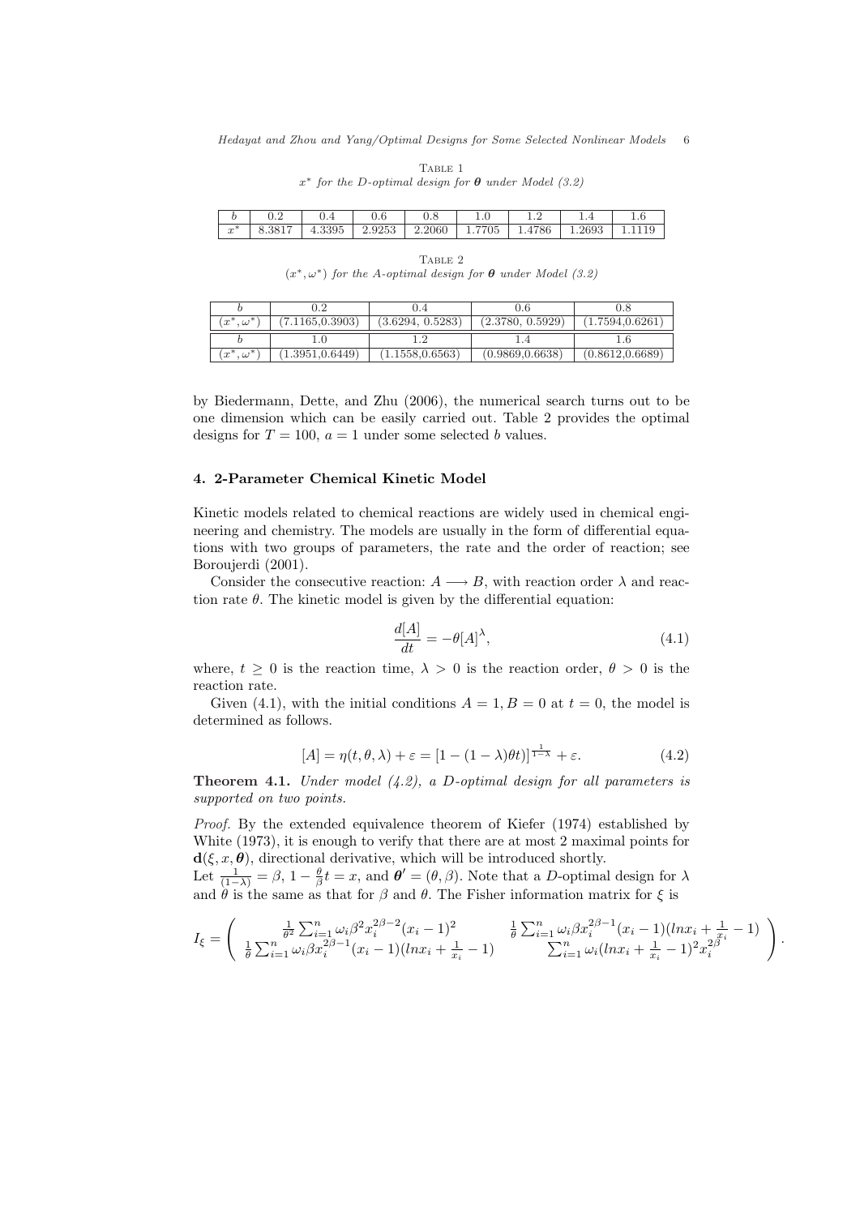Table 1
$x^*$ for the D-optimal design for $\boldsymbol{\theta}$ under Model (3.2)

| $b$ | 0.2 | 0.4 | 0.6 | 0.8 | 1.0 | 1.2 | 1.4 | 1.6 |
|---|---|---|---|---|---|---|---|---|
| $x^*$ | 8.3817 | 4.3395 | 2.9253 | 2.2060 | 1.7705 | 1.4786 | 1.2693 | 1.1119 |

Table 2
$(x^*, \omega^*)$ for the A-optimal design for $\boldsymbol{\theta}$ under Model (3.2)

| $b$ | 0.2 | 0.4 | 0.6 | 0.8 |
|---|---|---|---|---|
| $(x^*, \omega^*)$ | (7.1165,0.3903) | (3.6294, 0.5283) | (2.3780, 0.5929) | (1.7594,0.6261) |
| $b$ | 1.0 | 1.2 | 1.4 | 1.6 |
| $(x^*, \omega^*)$ | (1.3951,0.6449) | (1.1558,0.6563) | (0.9869,0.6638) | (0.8612,0.6689) |

by Biedermann, Dette, and Zhu (2006), the numerical search turns out to be one dimension which can be easily carried out. Table 2 provides the optimal designs for $T = 100$, $a = 1$ under some selected $b$ values.

## 4. 2-Parameter Chemical Kinetic Model

Kinetic models related to chemical reactions are widely used in chemical engineering and chemistry. The models are usually in the form of differential equations with two groups of parameters, the rate and the order of reaction; see Boroujerdi (2001).

Consider the consecutive reaction: $A \longrightarrow B$, with reaction order $\lambda$ and reaction rate $\theta$. The kinetic model is given by the differential equation:

$$\frac{d[A]}{dt} = -\theta[A]^{\lambda}, \tag{4.1}$$

where, $t \geq 0$ is the reaction time, $\lambda > 0$ is the reaction order, $\theta > 0$ is the reaction rate.

Given (4.1), with the initial conditions $A = 1, B = 0$ at $t = 0$, the model is determined as follows.

$$[A] = \eta(t, \theta, \lambda) + \varepsilon = [1 - (1 - \lambda)\theta t]^{\frac{1}{1-\lambda}} + \varepsilon. \tag{4.2}$$

**Theorem 4.1.** *Under model (4.2), a D-optimal design for all parameters is supported on two points.*

*Proof.* By the extended equivalence theorem of Kiefer (1974) established by White (1973), it is enough to verify that there are at most 2 maximal points for $\mathbf{d}(\xi, x, \boldsymbol{\theta})$, directional derivative, which will be introduced shortly.
Let $\frac{1}{(1-\lambda)} = \beta$, $1 - \frac{\theta}{\beta}t = x$, and $\boldsymbol{\theta}' = (\theta, \beta)$. Note that a $D$-optimal design for $\lambda$ and $\theta$ is the same as that for $\beta$ and $\theta$. The Fisher information matrix for $\xi$ is

$$I_{\xi} = \begin{pmatrix} \frac{1}{\theta^2}\sum_{i=1}^{n}\omega_i\beta^2 x_i^{2\beta-2}(x_i-1)^2 & \frac{1}{\theta}\sum_{i=1}^{n}\omega_i\beta x_i^{2\beta-1}(x_i-1)(lnx_i + \frac{1}{x_i} - 1) \\ \frac{1}{\theta}\sum_{i=1}^{n}\omega_i\beta x_i^{2\beta-1}(x_i-1)(lnx_i + \frac{1}{x_i} - 1) & \sum_{i=1}^{n}\omega_i(lnx_i + \frac{1}{x_i} - 1)^2 x_i^{2\beta} \end{pmatrix}.$$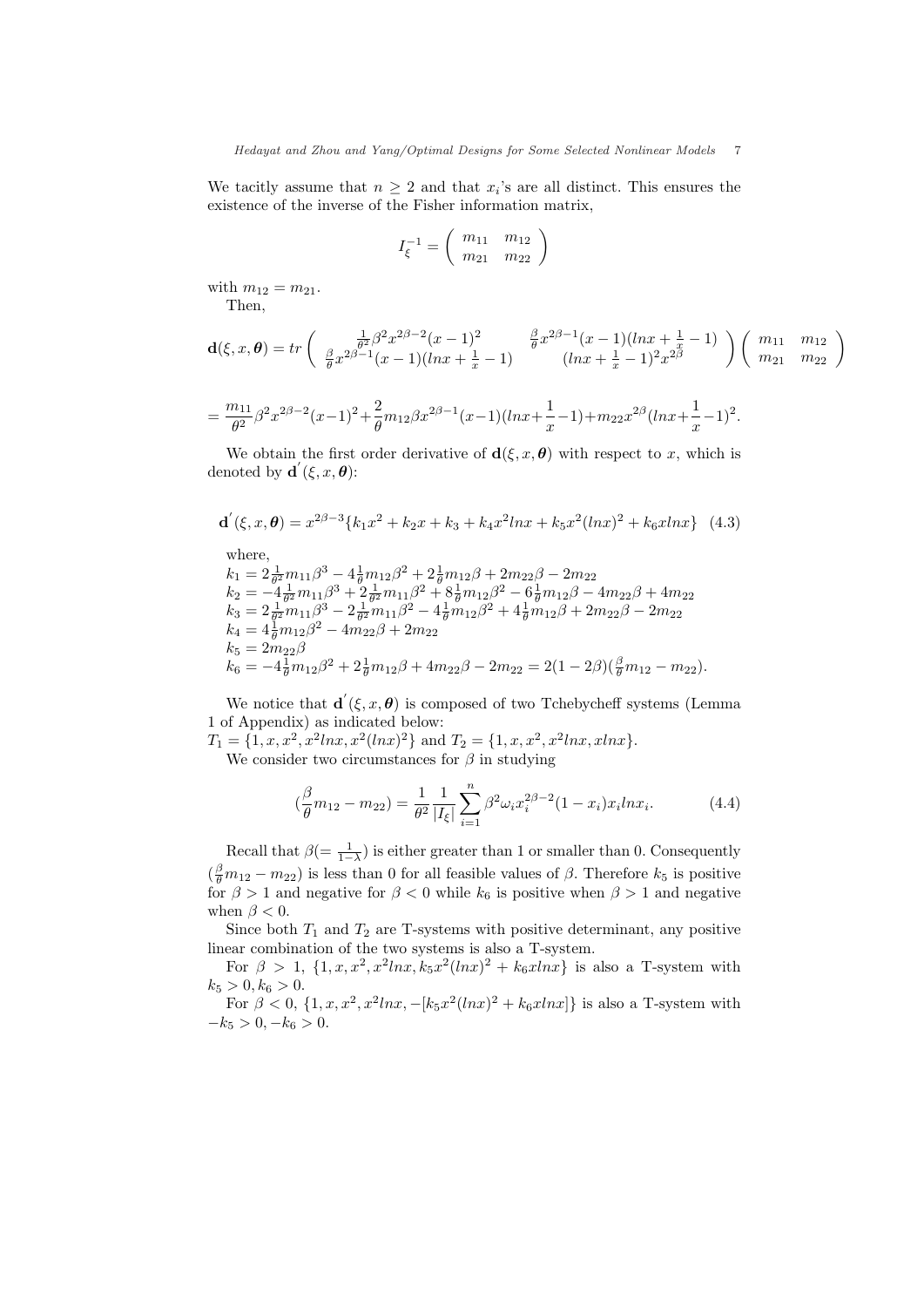We tacitly assume that $n \geq 2$ and that $x_i$'s are all distinct. This ensures the existence of the inverse of the Fisher information matrix,

$$I_\xi^{-1} = \begin{pmatrix} m_{11} & m_{12} \\ m_{21} & m_{22} \end{pmatrix}$$

with $m_{12} = m_{21}$.

Then,

$$\mathbf{d}(\xi, x, \boldsymbol{\theta}) = tr \begin{pmatrix} \frac{1}{\theta^2}\beta^2 x^{2\beta-2}(x-1)^2 & \frac{\beta}{\theta}x^{2\beta-1}(x-1)(lnx + \frac{1}{x} - 1) \\ \frac{\beta}{\theta}x^{2\beta-1}(x-1)(lnx + \frac{1}{x} - 1) & (lnx + \frac{1}{x} - 1)^2 x^{2\beta} \end{pmatrix} \begin{pmatrix} m_{11} & m_{12} \\ m_{21} & m_{22} \end{pmatrix}$$

$$= \frac{m_{11}}{\theta^2}\beta^2 x^{2\beta-2}(x-1)^2 + \frac{2}{\theta}m_{12}\beta x^{2\beta-1}(x-1)(lnx + \frac{1}{x} - 1) + m_{22}x^{2\beta}(lnx + \frac{1}{x} - 1)^2.$$

We obtain the first order derivative of $\mathbf{d}(\xi, x, \boldsymbol{\theta})$ with respect to $x$, which is denoted by $\mathbf{d}^{'}(\xi, x, \boldsymbol{\theta})$:

$$\mathbf{d}^{'}(\xi, x, \boldsymbol{\theta}) = x^{2\beta-3}\{k_1 x^2 + k_2 x + k_3 + k_4 x^2 lnx + k_5 x^2(lnx)^2 + k_6 x lnx\} \quad (4.3)$$

where,

$k_1 = 2\frac{1}{\theta^2}m_{11}\beta^3 - 4\frac{1}{\theta}m_{12}\beta^2 + 2\frac{1}{\theta}m_{12}\beta + 2m_{22}\beta - 2m_{22}$
$k_2 = -4\frac{1}{\theta^2}m_{11}\beta^3 + 2\frac{1}{\theta^2}m_{11}\beta^2 + 8\frac{1}{\theta}m_{12}\beta^2 - 6\frac{1}{\theta}m_{12}\beta - 4m_{22}\beta + 4m_{22}$
$k_3 = 2\frac{1}{\theta^2}m_{11}\beta^3 - 2\frac{1}{\theta^2}m_{11}\beta^2 - 4\frac{1}{\theta}m_{12}\beta^2 + 4\frac{1}{\theta}m_{12}\beta + 2m_{22}\beta - 2m_{22}$
$k_4 = 4\frac{1}{\theta}m_{12}\beta^2 - 4m_{22}\beta + 2m_{22}$
$k_5 = 2m_{22}\beta$
$k_6 = -4\frac{1}{\theta}m_{12}\beta^2 + 2\frac{1}{\theta}m_{12}\beta + 4m_{22}\beta - 2m_{22} = 2(1-2\beta)(\frac{\beta}{\theta}m_{12} - m_{22})$.

We notice that $\mathbf{d}^{'}(\xi, x, \boldsymbol{\theta})$ is composed of two Tchebycheff systems (Lemma 1 of Appendix) as indicated below:

$T_1 = \{1, x, x^2, x^2 lnx, x^2(lnx)^2\}$ and $T_2 = \{1, x, x^2, x^2 lnx, x lnx\}$.

We consider two circumstances for $\beta$ in studying

$$(\frac{\beta}{\theta}m_{12} - m_{22}) = \frac{1}{\theta^2}\frac{1}{|I_\xi|}\sum_{i=1}^{n}\beta^2\omega_i x_i^{2\beta-2}(1-x_i)x_i lnx_i. \quad (4.4)$$

Recall that $\beta (= \frac{1}{1-\lambda})$ is either greater than 1 or smaller than 0. Consequently $(\frac{\beta}{\theta}m_{12} - m_{22})$ is less than 0 for all feasible values of $\beta$. Therefore $k_5$ is positive for $\beta > 1$ and negative for $\beta < 0$ while $k_6$ is positive when $\beta > 1$ and negative when $\beta < 0$.

Since both $T_1$ and $T_2$ are T-systems with positive determinant, any positive linear combination of the two systems is also a T-system.

For $\beta > 1$, $\{1, x, x^2, x^2 lnx, k_5 x^2(lnx)^2 + k_6 x lnx\}$ is also a T-system with $k_5 > 0, k_6 > 0$.

For $\beta < 0$, $\{1, x, x^2, x^2 lnx, -[k_5 x^2(lnx)^2 + k_6 x lnx]\}$ is also a T-system with $-k_5 > 0, -k_6 > 0$.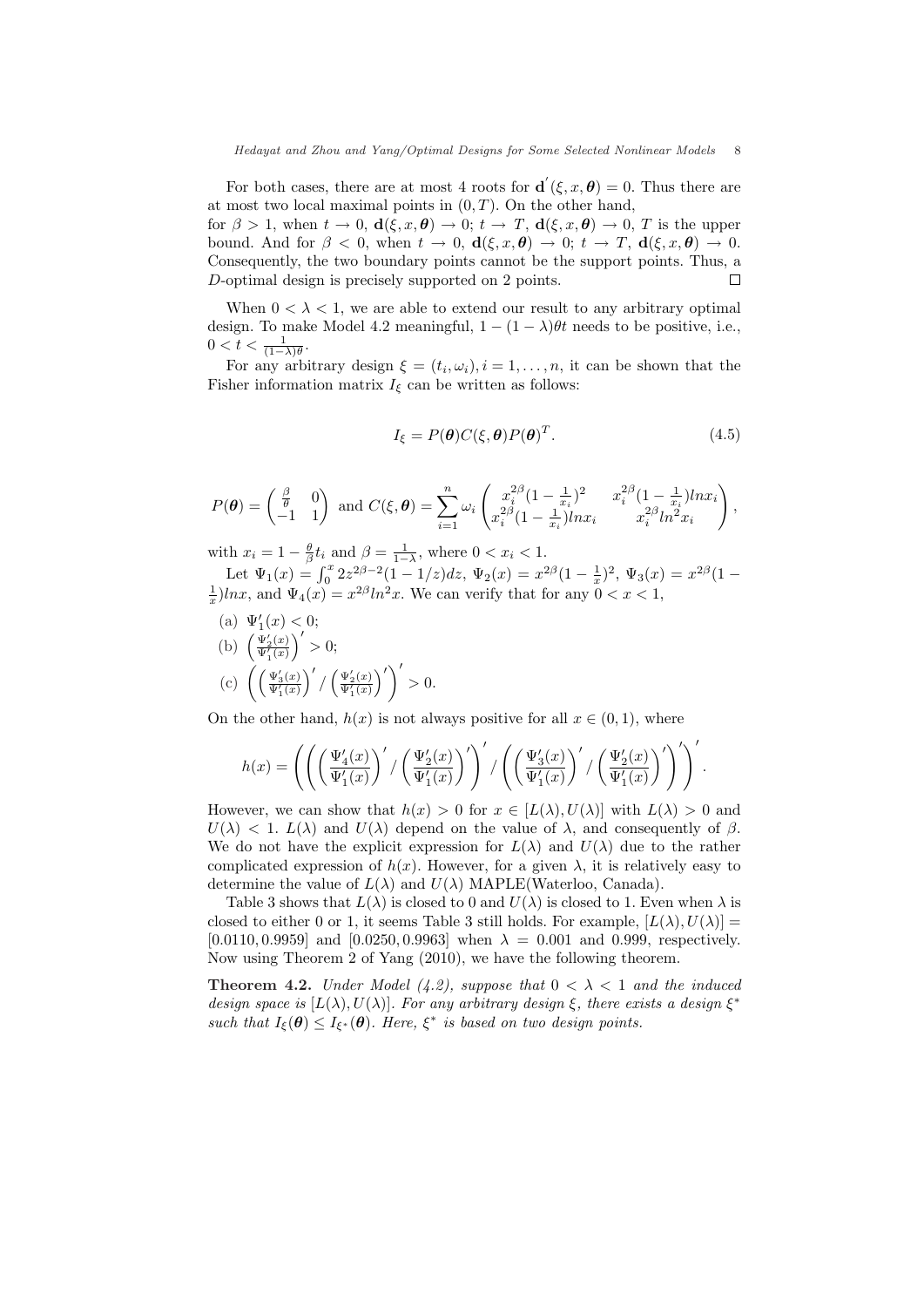For both cases, there are at most 4 roots for $\mathbf{d}'(\xi, x, \boldsymbol{\theta}) = 0$. Thus there are at most two local maximal points in $(0, T)$. On the other hand, for $\beta > 1$, when $t \to 0$, $\mathbf{d}(\xi, x, \boldsymbol{\theta}) \to 0$; $t \to T$, $\mathbf{d}(\xi, x, \boldsymbol{\theta}) \to 0$, $T$ is the upper bound. And for $\beta < 0$, when $t \to 0$, $\mathbf{d}(\xi, x, \boldsymbol{\theta}) \to 0$; $t \to T$, $\mathbf{d}(\xi, x, \boldsymbol{\theta}) \to 0$. Consequently, the two boundary points cannot be the support points. Thus, a $D$-optimal design is precisely supported on 2 points. □

When $0 < \lambda < 1$, we are able to extend our result to any arbitrary optimal design. To make Model 4.2 meaningful, $1 - (1 - \lambda)\theta t$ needs to be positive, i.e., $0 < t < \frac{1}{(1-\lambda)\theta}$.

For any arbitrary design $\xi = (t_i, \omega_i), i = 1, \ldots, n$, it can be shown that the Fisher information matrix $I_\xi$ can be written as follows:

$$I_\xi = P(\boldsymbol{\theta}) C(\xi, \boldsymbol{\theta}) P(\boldsymbol{\theta})^T. \tag{4.5}$$

$$P(\boldsymbol{\theta}) = \begin{pmatrix} \frac{\beta}{\theta} & 0 \\ -1 & 1 \end{pmatrix} \text{ and } C(\xi, \boldsymbol{\theta}) = \sum_{i=1}^{n} \omega_i \begin{pmatrix} x_i^{2\beta}(1 - \frac{1}{x_i})^2 & x_i^{2\beta}(1 - \frac{1}{x_i}) ln x_i \\ x_i^{2\beta}(1 - \frac{1}{x_i}) ln x_i & x_i^{2\beta} ln^2 x_i \end{pmatrix},$$

with $x_i = 1 - \frac{\theta}{\beta} t_i$ and $\beta = \frac{1}{1-\lambda}$, where $0 < x_i < 1$.

Let $\Psi_1(x) = \int_0^x 2z^{2\beta-2}(1 - 1/z)dz$, $\Psi_2(x) = x^{2\beta}(1 - \frac{1}{x})^2$, $\Psi_3(x) = x^{2\beta}(1 - \frac{1}{x}) ln x$, and $\Psi_4(x) = x^{2\beta} ln^2 x$. We can verify that for any $0 < x < 1$,

(a) $\Psi_1'(x) < 0$;

(b) $\left(\frac{\Psi_2'(x)}{\Psi_1'(x)}\right)' > 0$;

(c) $\left(\left(\frac{\Psi_3'(x)}{\Psi_1'(x)}\right)' / \left(\frac{\Psi_2'(x)}{\Psi_1'(x)}\right)'\right)' > 0$.

On the other hand, $h(x)$ is not always positive for all $x \in (0, 1)$, where

$$h(x) = \left(\left(\left(\frac{\Psi_4'(x)}{\Psi_1'(x)}\right)' / \left(\frac{\Psi_2'(x)}{\Psi_1'(x)}\right)'\right)' / \left(\left(\frac{\Psi_3'(x)}{\Psi_1'(x)}\right)' / \left(\frac{\Psi_2'(x)}{\Psi_1'(x)}\right)'\right)'\right)'.$$

However, we can show that $h(x) > 0$ for $x \in [L(\lambda), U(\lambda)]$ with $L(\lambda) > 0$ and $U(\lambda) < 1$. $L(\lambda)$ and $U(\lambda)$ depend on the value of $\lambda$, and consequently of $\beta$. We do not have the explicit expression for $L(\lambda)$ and $U(\lambda)$ due to the rather complicated expression of $h(x)$. However, for a given $\lambda$, it is relatively easy to determine the value of $L(\lambda)$ and $U(\lambda)$ MAPLE(Waterloo, Canada).

Table 3 shows that $L(\lambda)$ is closed to 0 and $U(\lambda)$ is closed to 1. Even when $\lambda$ is closed to either 0 or 1, it seems Table 3 still holds. For example, $[L(\lambda), U(\lambda)] = [0.0110, 0.9959]$ and $[0.0250, 0.9963]$ when $\lambda = 0.001$ and $0.999$, respectively. Now using Theorem 2 of Yang (2010), we have the following theorem.

**Theorem 4.2.** *Under Model (4.2), suppose that $0 < \lambda < 1$ and the induced design space is $[L(\lambda), U(\lambda)]$. For any arbitrary design $\xi$, there exists a design $\xi^*$ such that $I_\xi(\boldsymbol{\theta}) \leq I_{\xi^*}(\boldsymbol{\theta})$. Here, $\xi^*$ is based on two design points.*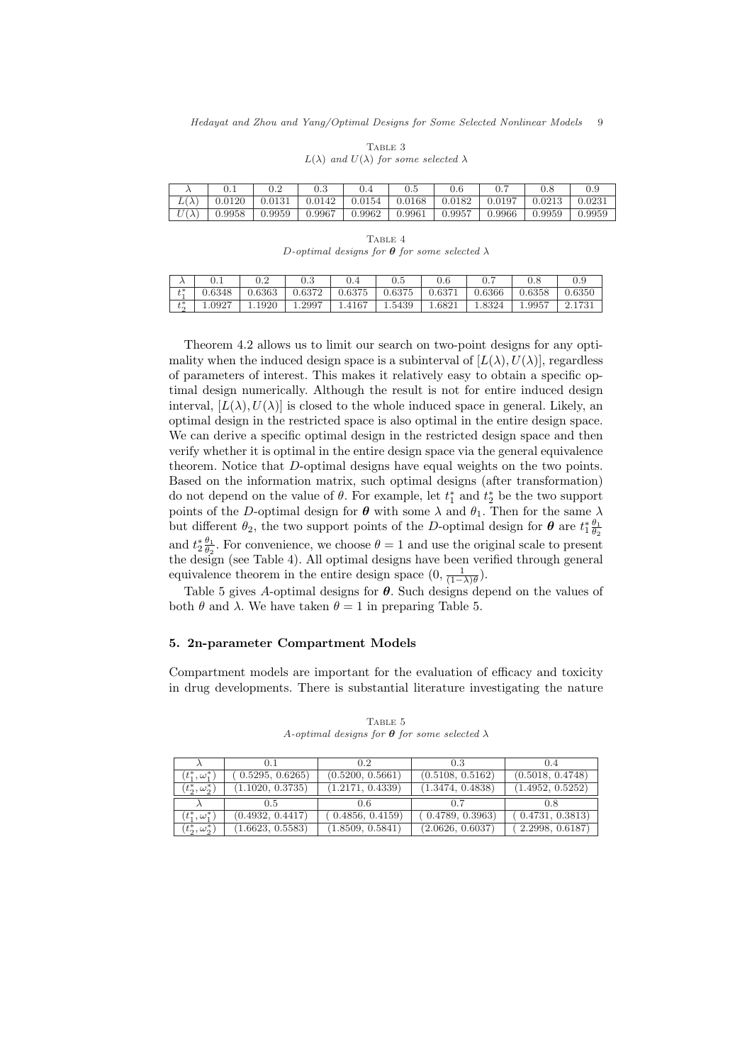Table 3
$L(\lambda)$ and $U(\lambda)$ for some selected $\lambda$

| $\lambda$ | 0.1 | 0.2 | 0.3 | 0.4 | 0.5 | 0.6 | 0.7 | 0.8 | 0.9 |
|---|---|---|---|---|---|---|---|---|---|
| $L(\lambda)$ | 0.0120 | 0.0131 | 0.0142 | 0.0154 | 0.0168 | 0.0182 | 0.0197 | 0.0213 | 0.0231 |
| $U(\lambda)$ | 0.9958 | 0.9959 | 0.9967 | 0.9962 | 0.9961 | 0.9957 | 0.9966 | 0.9959 | 0.9959 |

Table 4
$D$-optimal designs for $\boldsymbol{\theta}$ for some selected $\lambda$

| $\lambda$ | 0.1 | 0.2 | 0.3 | 0.4 | 0.5 | 0.6 | 0.7 | 0.8 | 0.9 |
|---|---|---|---|---|---|---|---|---|---|
| $t_1^*$ | 0.6348 | 0.6363 | 0.6372 | 0.6375 | 0.6375 | 0.6371 | 0.6366 | 0.6358 | 0.6350 |
| $t_2^*$ | 1.0927 | 1.1920 | 1.2997 | 1.4167 | 1.5439 | 1.6821 | 1.8324 | 1.9957 | 2.1731 |

Theorem 4.2 allows us to limit our search on two-point designs for any optimality when the induced design space is a subinterval of $[L(\lambda), U(\lambda)]$, regardless of parameters of interest. This makes it relatively easy to obtain a specific optimal design numerically. Although the result is not for entire induced design interval, $[L(\lambda), U(\lambda)]$ is closed to the whole induced space in general. Likely, an optimal design in the restricted space is also optimal in the entire design space. We can derive a specific optimal design in the restricted design space and then verify whether it is optimal in the entire design space via the general equivalence theorem. Notice that $D$-optimal designs have equal weights on the two points. Based on the information matrix, such optimal designs (after transformation) do not depend on the value of $\theta$. For example, let $t_1^*$ and $t_2^*$ be the two support points of the $D$-optimal design for $\boldsymbol{\theta}$ with some $\lambda$ and $\theta_1$. Then for the same $\lambda$ but different $\theta_2$, the two support points of the $D$-optimal design for $\boldsymbol{\theta}$ are $t_1^* \frac{\theta_1}{\theta_2}$ and $t_2^* \frac{\theta_1}{\theta_2}$. For convenience, we choose $\theta = 1$ and use the original scale to present the design (see Table 4). All optimal designs have been verified through general equivalence theorem in the entire design space $(0, \frac{1}{(1-\lambda)\theta})$.

Table 5 gives $A$-optimal designs for $\boldsymbol{\theta}$. Such designs depend on the values of both $\theta$ and $\lambda$. We have taken $\theta = 1$ in preparing Table 5.

## 5. 2n-parameter Compartment Models

Compartment models are important for the evaluation of efficacy and toxicity in drug developments. There is substantial literature investigating the nature

Table 5
$A$-optimal designs for $\boldsymbol{\theta}$ for some selected $\lambda$

| $\lambda$ | 0.1 | 0.2 | 0.3 | 0.4 |
|---|---|---|---|---|
| $(t_1^*, \omega_1^*)$ | (0.5295, 0.6265) | (0.5200, 0.5661) | (0.5108, 0.5162) | (0.5018, 0.4748) |
| $(t_2^*, \omega_2^*)$ | (1.1020, 0.3735) | (1.2171, 0.4339) | (1.3474, 0.4838) | (1.4952, 0.5252) |
| $\lambda$ | 0.5 | 0.6 | 0.7 | 0.8 |
| $(t_1^*, \omega_1^*)$ | (0.4932, 0.4417) | (0.4856, 0.4159) | (0.4789, 0.3963) | (0.4731, 0.3813) |
| $(t_2^*, \omega_2^*)$ | (1.6623, 0.5583) | (1.8509, 0.5841) | (2.0626, 0.6037) | (2.2998, 0.6187) |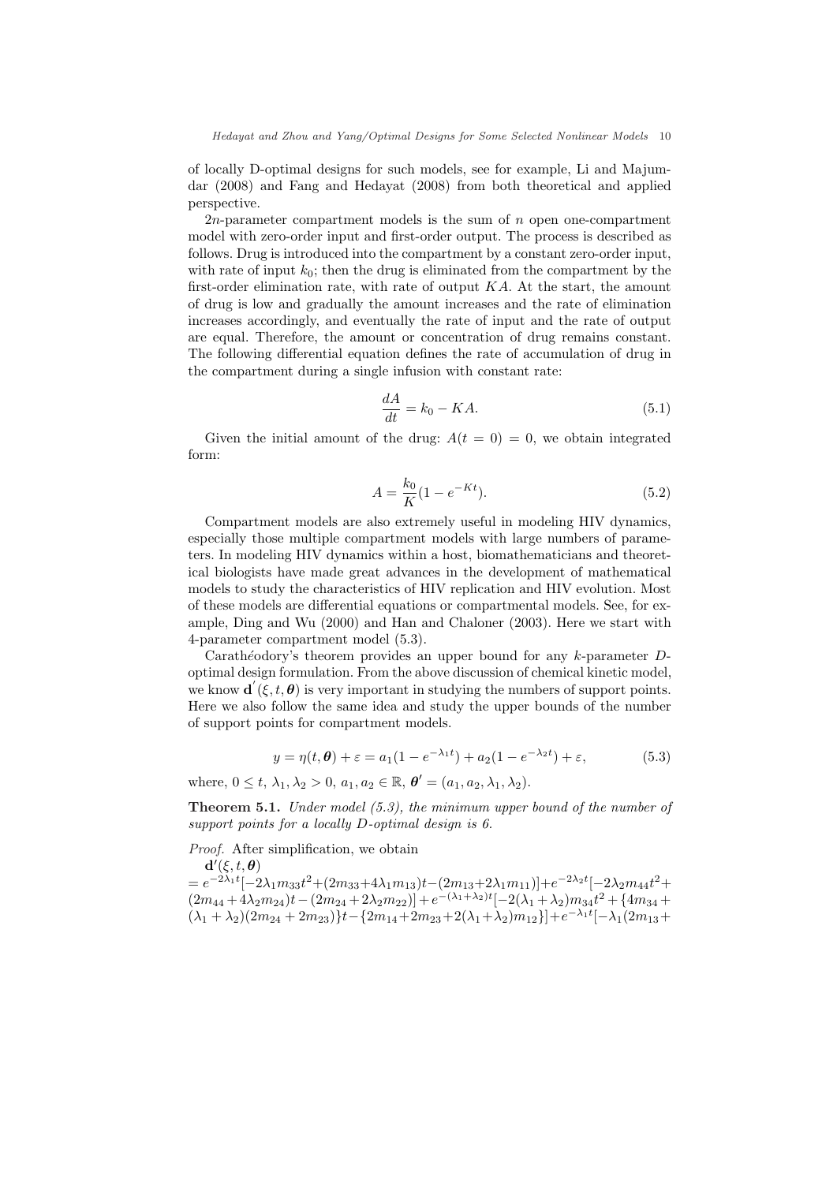of locally D-optimal designs for such models, see for example, Li and Majumdar (2008) and Fang and Hedayat (2008) from both theoretical and applied perspective.

$2n$-parameter compartment models is the sum of $n$ open one-compartment model with zero-order input and first-order output. The process is described as follows. Drug is introduced into the compartment by a constant zero-order input, with rate of input $k_0$; then the drug is eliminated from the compartment by the first-order elimination rate, with rate of output $KA$. At the start, the amount of drug is low and gradually the amount increases and the rate of elimination increases accordingly, and eventually the rate of input and the rate of output are equal. Therefore, the amount or concentration of drug remains constant. The following differential equation defines the rate of accumulation of drug in the compartment during a single infusion with constant rate:

$$\frac{dA}{dt} = k_0 - KA. \tag{5.1}$$

Given the initial amount of the drug: $A(t = 0) = 0$, we obtain integrated form:

$$A = \frac{k_0}{K}(1 - e^{-Kt}). \tag{5.2}$$

Compartment models are also extremely useful in modeling HIV dynamics, especially those multiple compartment models with large numbers of parameters. In modeling HIV dynamics within a host, biomathematicians and theoretical biologists have made great advances in the development of mathematical models to study the characteristics of HIV replication and HIV evolution. Most of these models are differential equations or compartmental models. See, for example, Ding and Wu (2000) and Han and Chaloner (2003). Here we start with 4-parameter compartment model (5.3).

Carathéodory's theorem provides an upper bound for any $k$-parameter $D$-optimal design formulation. From the above discussion of chemical kinetic model, we know $\mathbf{d}'(\xi, t, \boldsymbol{\theta})$ is very important in studying the numbers of support points. Here we also follow the same idea and study the upper bounds of the number of support points for compartment models.

$$y = \eta(t, \boldsymbol{\theta}) + \varepsilon = a_1(1 - e^{-\lambda_1 t}) + a_2(1 - e^{-\lambda_2 t}) + \varepsilon, \tag{5.3}$$

where, $0 \leq t$, $\lambda_1, \lambda_2 > 0$, $a_1, a_2 \in \mathbb{R}$, $\boldsymbol{\theta}' = (a_1, a_2, \lambda_1, \lambda_2)$.

**Theorem 5.1.** *Under model (5.3), the minimum upper bound of the number of support points for a locally D-optimal design is 6.*

*Proof.* After simplification, we obtain
$\mathbf{d}'(\xi, t, \boldsymbol{\theta})$
$= e^{-2\lambda_1 t}[-2\lambda_1 m_{33}t^2 + (2m_{33} + 4\lambda_1 m_{13})t - (2m_{13} + 2\lambda_1 m_{11})] + e^{-2\lambda_2 t}[-2\lambda_2 m_{44}t^2 + (2m_{44} + 4\lambda_2 m_{24})t - (2m_{24} + 2\lambda_2 m_{22})] + e^{-(\lambda_1+\lambda_2)t}[-2(\lambda_1 + \lambda_2)m_{34}t^2 + \{4m_{34} + (\lambda_1 + \lambda_2)(2m_{24} + 2m_{23})\}t - \{2m_{14} + 2m_{23} + 2(\lambda_1 + \lambda_2)m_{12}\}] + e^{-\lambda_1 t}[-\lambda_1(2m_{13} +$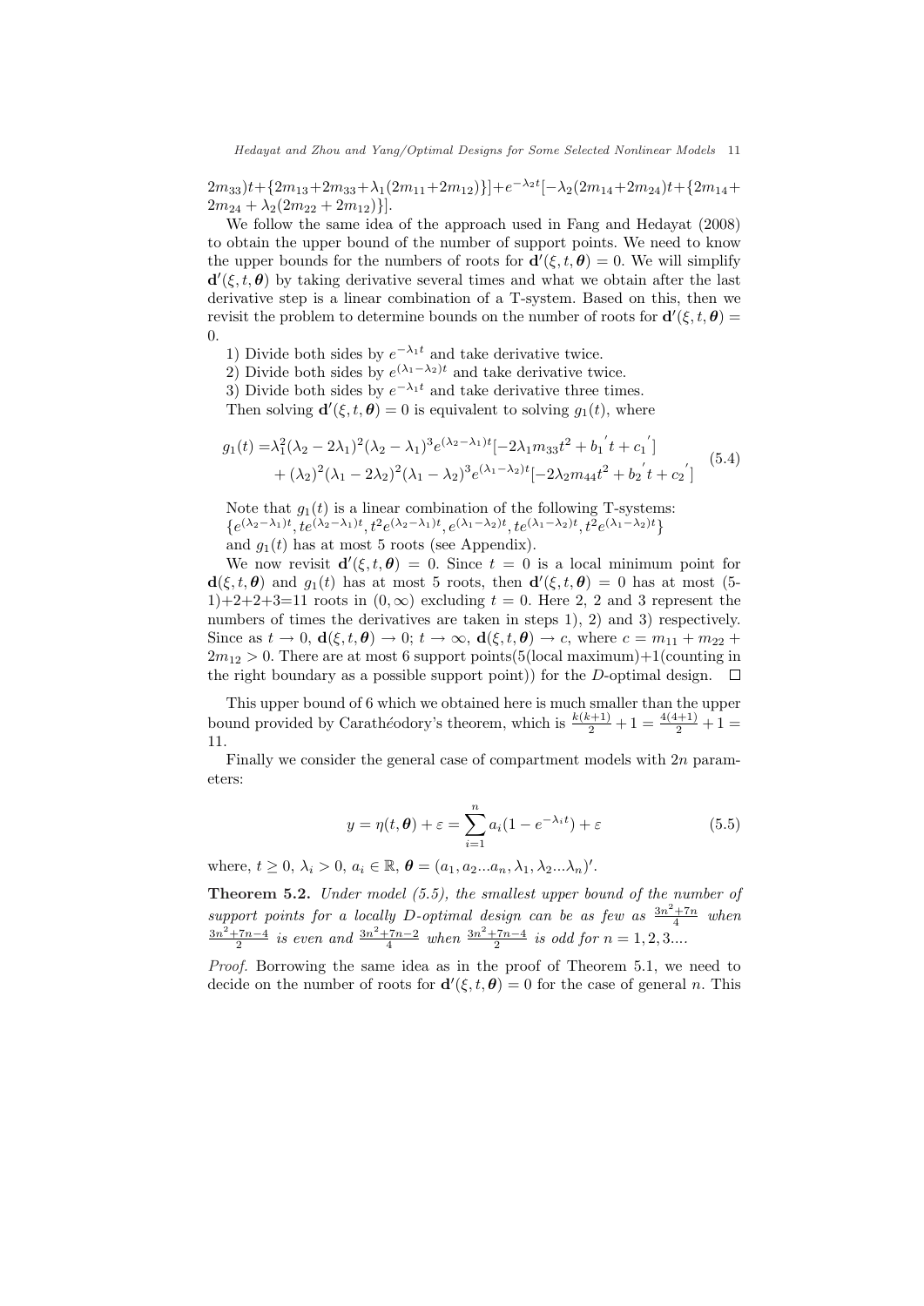$2m_{33})t+\{2m_{13}+2m_{33}+\lambda_1(2m_{11}+2m_{12})\}]+e^{-\lambda_2 t}[-\lambda_2(2m_{14}+2m_{24})t+\{2m_{14}+2m_{24}+\lambda_2(2m_{22}+2m_{12})\}]$.

We follow the same idea of the approach used in Fang and Hedayat (2008) to obtain the upper bound of the number of support points. We need to know the upper bounds for the numbers of roots for $\mathbf{d}'(\xi,t,\boldsymbol{\theta})=0$. We will simplify $\mathbf{d}'(\xi,t,\boldsymbol{\theta})$ by taking derivative several times and what we obtain after the last derivative step is a linear combination of a T-system. Based on this, then we revisit the problem to determine bounds on the number of roots for $\mathbf{d}'(\xi,t,\boldsymbol{\theta})=0$.

1) Divide both sides by $e^{-\lambda_1 t}$ and take derivative twice.
2) Divide both sides by $e^{(\lambda_1-\lambda_2)t}$ and take derivative twice.
3) Divide both sides by $e^{-\lambda_1 t}$ and take derivative three times.

Then solving $\mathbf{d}'(\xi,t,\boldsymbol{\theta})=0$ is equivalent to solving $g_1(t)$, where

$$
\begin{aligned}
g_1(t)=&\lambda_1^2(\lambda_2-2\lambda_1)^2(\lambda_2-\lambda_1)^3e^{(\lambda_2-\lambda_1)t}[-2\lambda_1 m_{33}t^2+b_1{}'t+c_1{}'] \\
&+(\lambda_2)^2(\lambda_1-2\lambda_2)^2(\lambda_1-\lambda_2)^3e^{(\lambda_1-\lambda_2)t}[-2\lambda_2 m_{44}t^2+b_2{}'t+c_2{}']
\end{aligned}
\tag{5.4}
$$

Note that $g_1(t)$ is a linear combination of the following T-systems: $\{e^{(\lambda_2-\lambda_1)t}, te^{(\lambda_2-\lambda_1)t}, t^2e^{(\lambda_2-\lambda_1)t}, e^{(\lambda_1-\lambda_2)t}, te^{(\lambda_1-\lambda_2)t}, t^2e^{(\lambda_1-\lambda_2)t}\}$ and $g_1(t)$ has at most 5 roots (see Appendix).

We now revisit $\mathbf{d}'(\xi,t,\boldsymbol{\theta})=0$. Since $t=0$ is a local minimum point for $\mathbf{d}(\xi,t,\boldsymbol{\theta})$ and $g_1(t)$ has at most 5 roots, then $\mathbf{d}'(\xi,t,\boldsymbol{\theta})=0$ has at most (5-1)+2+2+3=11 roots in $(0,\infty)$ excluding $t=0$. Here 2, 2 and 3 represent the numbers of times the derivatives are taken in steps 1), 2) and 3) respectively. Since as $t\to 0$, $\mathbf{d}(\xi,t,\boldsymbol{\theta})\to 0$; $t\to\infty$, $\mathbf{d}(\xi,t,\boldsymbol{\theta})\to c$, where $c=m_{11}+m_{22}+2m_{12}>0$. There are at most 6 support points(5(local maximum)+1(counting in the right boundary as a possible support point)) for the $D$-optimal design. $\square$

This upper bound of 6 which we obtained here is much smaller than the upper bound provided by Carathéodory's theorem, which is $\frac{k(k+1)}{2}+1=\frac{4(4+1)}{2}+1=11$.

Finally we consider the general case of compartment models with $2n$ parameters:

$$
y=\eta(t,\boldsymbol{\theta})+\varepsilon=\sum_{i=1}^{n}a_i(1-e^{-\lambda_i t})+\varepsilon
\tag{5.5}
$$

where, $t\geq 0$, $\lambda_i>0$, $a_i\in\mathbb{R}$, $\boldsymbol{\theta}=(a_1,a_2...a_n,\lambda_1,\lambda_2...\lambda_n)'$.

**Theorem 5.2.** *Under model (5.5), the smallest upper bound of the number of support points for a locally D-optimal design can be as few as* $\frac{3n^2+7n}{4}$ *when* $\frac{3n^2+7n-4}{2}$ *is even and* $\frac{3n^2+7n-2}{4}$ *when* $\frac{3n^2+7n-4}{2}$ *is odd for* $n=1,2,3....$

*Proof.* Borrowing the same idea as in the proof of Theorem 5.1, we need to decide on the number of roots for $\mathbf{d}'(\xi,t,\boldsymbol{\theta})=0$ for the case of general $n$. This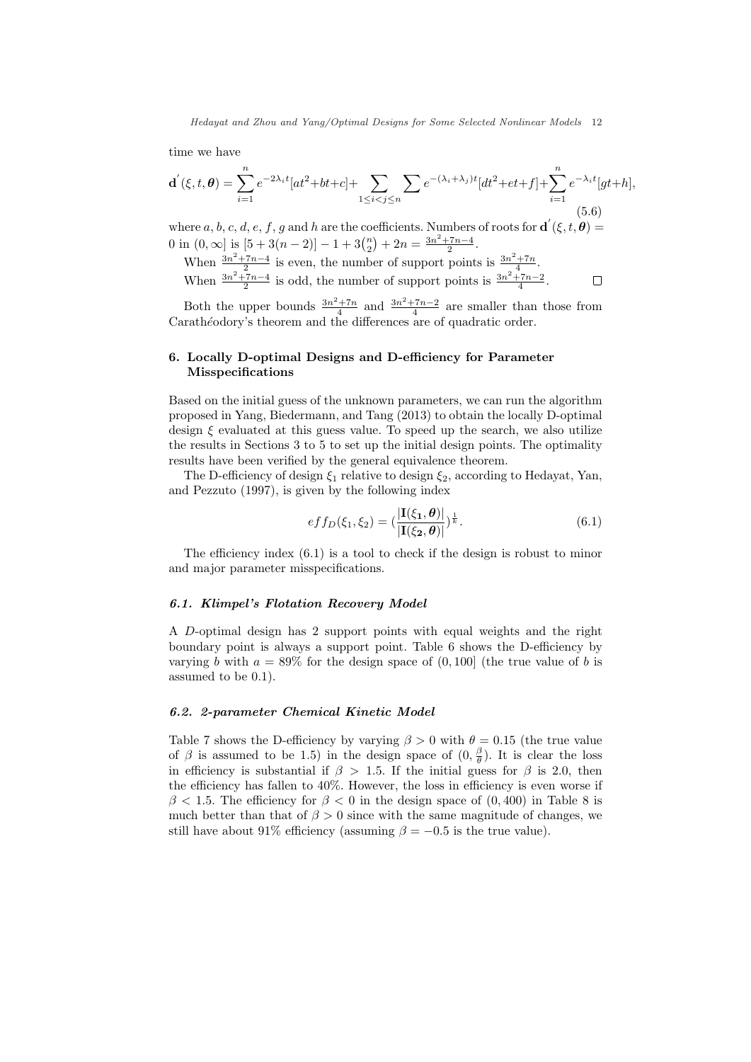time we have

$$\mathbf{d}^{'}(\xi, t, \boldsymbol{\theta}) = \sum_{i=1}^{n} e^{-2\lambda_i t}[at^2+bt+c] + \sum_{1\leq i<j\leq n}\sum e^{-(\lambda_i+\lambda_j)t}[dt^2+et+f] + \sum_{i=1}^{n} e^{-\lambda_i t}[gt+h], \tag{5.6}$$

where $a$, $b$, $c$, $d$, $e$, $f$, $g$ and $h$ are the coefficients. Numbers of roots for $\mathbf{d}^{'}(\xi, t, \boldsymbol{\theta}) = 0$ in $(0, \infty]$ is $[5 + 3(n-2)] - 1 + 3\binom{n}{2} + 2n = \frac{3n^2+7n-4}{2}$.

When $\frac{3n^2+7n-4}{2}$ is even, the number of support points is $\frac{3n^2+7n}{4}$.

When $\frac{3n^2+7n-4}{2}$ is odd, the number of support points is $\frac{3n^2+7n-2}{4}$. □

Both the upper bounds $\frac{3n^2+7n}{4}$ and $\frac{3n^2+7n-2}{4}$ are smaller than those from Carathéodory's theorem and the differences are of quadratic order.

## 6. Locally D-optimal Designs and D-efficiency for Parameter Misspecifications

Based on the initial guess of the unknown parameters, we can run the algorithm proposed in Yang, Biedermann, and Tang (2013) to obtain the locally D-optimal design $\xi$ evaluated at this guess value. To speed up the search, we also utilize the results in Sections 3 to 5 to set up the initial design points. The optimality results have been verified by the general equivalence theorem.

The D-efficiency of design $\xi_1$ relative to design $\xi_2$, according to Hedayat, Yan, and Pezzuto (1997), is given by the following index

$$eff_D(\xi_1, \xi_2) = \left(\frac{|\mathbf{I}(\xi_1, \boldsymbol{\theta})|}{|\mathbf{I}(\xi_2, \boldsymbol{\theta})|}\right)^{\frac{1}{k}}. \tag{6.1}$$

The efficiency index (6.1) is a tool to check if the design is robust to minor and major parameter misspecifications.

### 6.1. Klimpel's Flotation Recovery Model

A $D$-optimal design has 2 support points with equal weights and the right boundary point is always a support point. Table 6 shows the D-efficiency by varying $b$ with $a = 89\%$ for the design space of $(0, 100]$ (the true value of $b$ is assumed to be 0.1).

### 6.2. 2-parameter Chemical Kinetic Model

Table 7 shows the D-efficiency by varying $\beta > 0$ with $\theta = 0.15$ (the true value of $\beta$ is assumed to be 1.5) in the design space of $(0, \frac{\beta}{\theta})$. It is clear the loss in efficiency is substantial if $\beta > 1.5$. If the initial guess for $\beta$ is 2.0, then the efficiency has fallen to 40%. However, the loss in efficiency is even worse if $\beta < 1.5$. The efficiency for $\beta < 0$ in the design space of $(0, 400)$ in Table 8 is much better than that of $\beta > 0$ since with the same magnitude of changes, we still have about 91% efficiency (assuming $\beta = -0.5$ is the true value).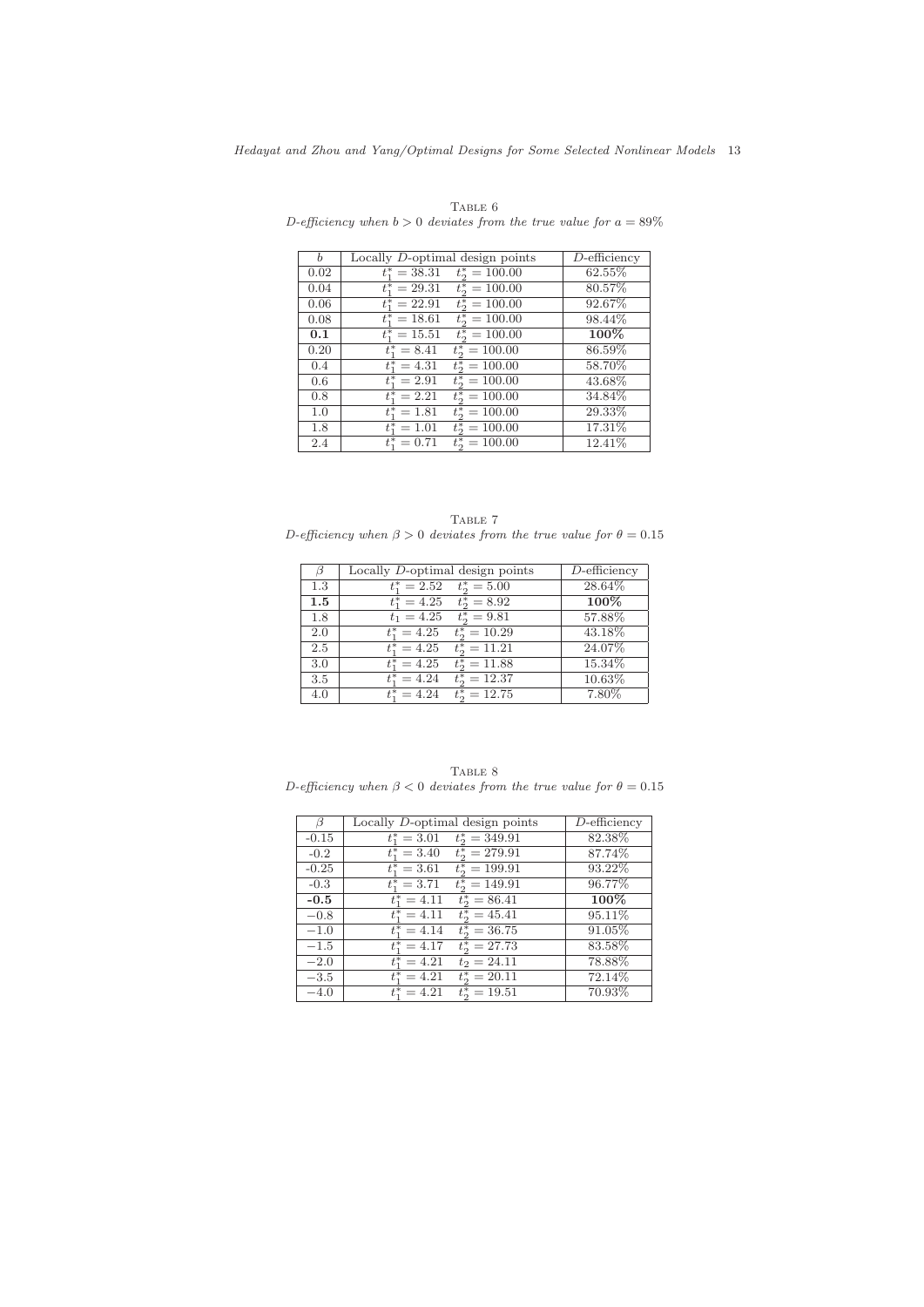Table 6
*D-efficiency when $b > 0$ deviates from the true value for $a = 89\%$*

| $b$ | Locally $D$-optimal design points | $D$-efficiency |
|---|---|---|
| 0.02 | $t_1^* = 38.31 \quad t_2^* = 100.00$ | 62.55% |
| 0.04 | $t_1^* = 29.31 \quad t_2^* = 100.00$ | 80.57% |
| 0.06 | $t_1^* = 22.91 \quad t_2^* = 100.00$ | 92.67% |
| 0.08 | $t_1^* = 18.61 \quad t_2^* = 100.00$ | 98.44% |
| **0.1** | $t_1^* = 15.51 \quad t_2^* = 100.00$ | **100%** |
| 0.20 | $t_1^* = 8.41 \quad t_2^* = 100.00$ | 86.59% |
| 0.4 | $t_1^* = 4.31 \quad t_2^* = 100.00$ | 58.70% |
| 0.6 | $t_1^* = 2.91 \quad t_2^* = 100.00$ | 43.68% |
| 0.8 | $t_1^* = 2.21 \quad t_2^* = 100.00$ | 34.84% |
| 1.0 | $t_1^* = 1.81 \quad t_2^* = 100.00$ | 29.33% |
| 1.8 | $t_1^* = 1.01 \quad t_2^* = 100.00$ | 17.31% |
| 2.4 | $t_1^* = 0.71 \quad t_2^* = 100.00$ | 12.41% |

Table 7
*D-efficiency when $\beta > 0$ deviates from the true value for $\theta = 0.15$*

| $\beta$ | Locally $D$-optimal design points | $D$-efficiency |
|---|---|---|
| 1.3 | $t_1^* = 2.52 \quad t_2^* = 5.00$ | 28.64% |
| **1.5** | $t_1^* = 4.25 \quad t_2^* = 8.92$ | **100%** |
| 1.8 | $t_1 = 4.25 \quad t_2^* = 9.81$ | 57.88% |
| 2.0 | $t_1^* = 4.25 \quad t_2^* = 10.29$ | 43.18% |
| 2.5 | $t_1^* = 4.25 \quad t_2^* = 11.21$ | 24.07% |
| 3.0 | $t_1^* = 4.25 \quad t_2^* = 11.88$ | 15.34% |
| 3.5 | $t_1^* = 4.24 \quad t_2^* = 12.37$ | 10.63% |
| 4.0 | $t_1^* = 4.24 \quad t_2^* = 12.75$ | 7.80% |

Table 8
*D-efficiency when $\beta < 0$ deviates from the true value for $\theta = 0.15$*

| $\beta$ | Locally $D$-optimal design points | $D$-efficiency |
|---|---|---|
| -0.15 | $t_1^* = 3.01 \quad t_2^* = 349.91$ | 82.38% |
| -0.2 | $t_1^* = 3.40 \quad t_2^* = 279.91$ | 87.74% |
| -0.25 | $t_1^* = 3.61 \quad t_2^* = 199.91$ | 93.22% |
| -0.3 | $t_1^* = 3.71 \quad t_2^* = 149.91$ | 96.77% |
| **-0.5** | $t_1^* = 4.11 \quad t_2^* = 86.41$ | **100%** |
| $-0.8$ | $t_1^* = 4.11 \quad t_2^* = 45.41$ | 95.11% |
| $-1.0$ | $t_1^* = 4.14 \quad t_2^* = 36.75$ | 91.05% |
| $-1.5$ | $t_1^* = 4.17 \quad t_2^* = 27.73$ | 83.58% |
| $-2.0$ | $t_1^* = 4.21 \quad t_2 = 24.11$ | 78.88% |
| $-3.5$ | $t_1^* = 4.21 \quad t_2^* = 20.11$ | 72.14% |
| $-4.0$ | $t_1^* = 4.21 \quad t_2^* = 19.51$ | 70.93% |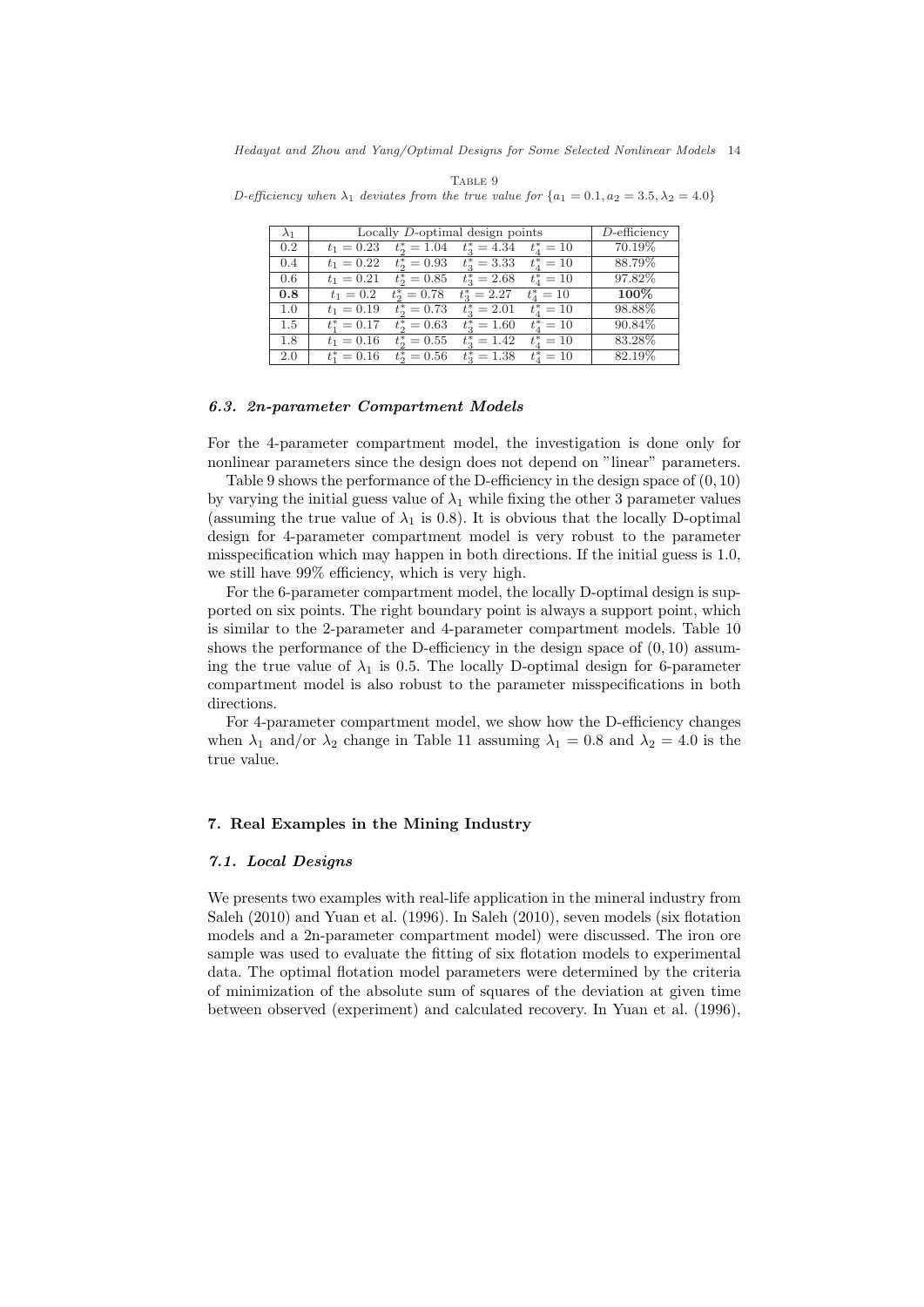Table 9

*D-efficiency when $\lambda_1$ deviates from the true value for $\{a_1 = 0.1, a_2 = 3.5, \lambda_2 = 4.0\}$*

| $\lambda_1$ | Locally $D$-optimal design points | | | | $D$-efficiency |
|---|---|---|---|---|---|
| 0.2 | $t_1 = 0.23$ | $t_2^* = 1.04$ | $t_3^* = 4.34$ | $t_4^* = 10$ | 70.19% |
| 0.4 | $t_1 = 0.22$ | $t_2^* = 0.93$ | $t_3^* = 3.33$ | $t_4^* = 10$ | 88.79% |
| 0.6 | $t_1 = 0.21$ | $t_2^* = 0.85$ | $t_3^* = 2.68$ | $t_4^* = 10$ | 97.82% |
| **0.8** | $t_1 = 0.2$ | $t_2^* = 0.78$ | $t_3^* = 2.27$ | $t_4^* = 10$ | **100%** |
| 1.0 | $t_1 = 0.19$ | $t_2^* = 0.73$ | $t_3^* = 2.01$ | $t_4^* = 10$ | 98.88% |
| 1.5 | $t_1^* = 0.17$ | $t_2^* = 0.63$ | $t_3^* = 1.60$ | $t_4^* = 10$ | 90.84% |
| 1.8 | $t_1 = 0.16$ | $t_2^* = 0.55$ | $t_3^* = 1.42$ | $t_4^* = 10$ | 83.28% |
| 2.0 | $t_1^* = 0.16$ | $t_2^* = 0.56$ | $t_3^* = 1.38$ | $t_4^* = 10$ | 82.19% |

### 6.3. 2n-parameter Compartment Models

For the 4-parameter compartment model, the investigation is done only for nonlinear parameters since the design does not depend on "linear" parameters.

Table 9 shows the performance of the D-efficiency in the design space of $(0, 10)$ by varying the initial guess value of $\lambda_1$ while fixing the other 3 parameter values (assuming the true value of $\lambda_1$ is 0.8). It is obvious that the locally D-optimal design for 4-parameter compartment model is very robust to the parameter misspecification which may happen in both directions. If the initial guess is 1.0, we still have 99% efficiency, which is very high.

For the 6-parameter compartment model, the locally D-optimal design is supported on six points. The right boundary point is always a support point, which is similar to the 2-parameter and 4-parameter compartment models. Table 10 shows the performance of the D-efficiency in the design space of $(0, 10)$ assuming the true value of $\lambda_1$ is 0.5. The locally D-optimal design for 6-parameter compartment model is also robust to the parameter misspecifications in both directions.

For 4-parameter compartment model, we show how the D-efficiency changes when $\lambda_1$ and/or $\lambda_2$ change in Table 11 assuming $\lambda_1 = 0.8$ and $\lambda_2 = 4.0$ is the true value.

## 7. Real Examples in the Mining Industry

### 7.1. Local Designs

We presents two examples with real-life application in the mineral industry from Saleh (2010) and Yuan et al. (1996). In Saleh (2010), seven models (six flotation models and a 2n-parameter compartment model) were discussed. The iron ore sample was used to evaluate the fitting of six flotation models to experimental data. The optimal flotation model parameters were determined by the criteria of minimization of the absolute sum of squares of the deviation at given time between observed (experiment) and calculated recovery. In Yuan et al. (1996),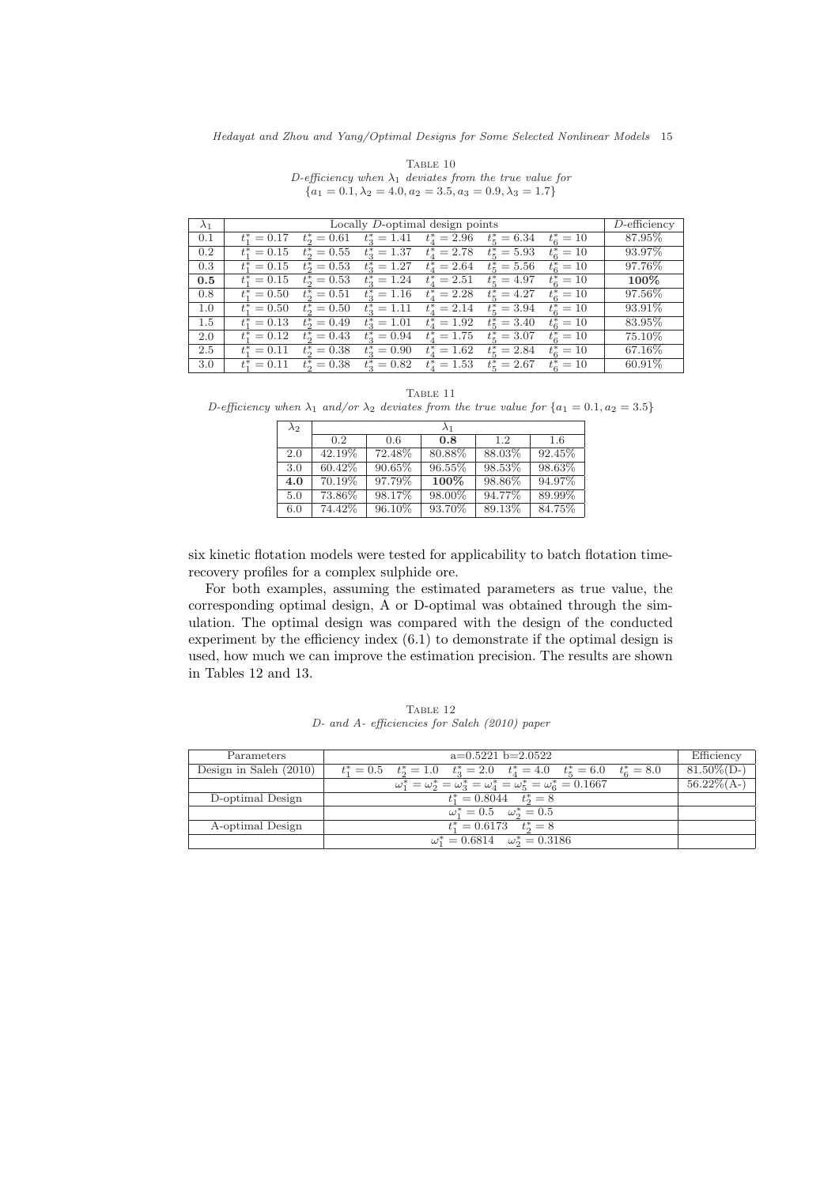Table 10

*D-efficiency when $\lambda_1$ deviates from the true value for $\{a_1 = 0.1, \lambda_2 = 4.0, a_2 = 3.5, a_3 = 0.9, \lambda_3 = 1.7\}$*

| $\lambda_1$ | Locally *D*-optimal design points | | | | | | *D*-efficiency |
|---|---|---|---|---|---|---|---|
| 0.1 | $t_1^* = 0.17$ | $t_2^* = 0.61$ | $t_3^* = 1.41$ | $t_4^* = 2.96$ | $t_5^* = 6.34$ | $t_6^* = 10$ | 87.95% |
| 0.2 | $t_1^* = 0.15$ | $t_2^* = 0.55$ | $t_3^* = 1.37$ | $t_4^* = 2.78$ | $t_5^* = 5.93$ | $t_6^* = 10$ | 93.97% |
| 0.3 | $t_1^* = 0.15$ | $t_2^* = 0.53$ | $t_3^* = 1.27$ | $t_4^* = 2.64$ | $t_5^* = 5.56$ | $t_6^* = 10$ | 97.76% |
| **0.5** | $t_1^* = 0.15$ | $t_2^* = 0.53$ | $t_3^* = 1.24$ | $t_4^* = 2.51$ | $t_5^* = 4.97$ | $t_6^* = 10$ | **100%** |
| 0.8 | $t_1^* = 0.50$ | $t_2^* = 0.51$ | $t_3^* = 1.16$ | $t_4^* = 2.28$ | $t_5^* = 4.27$ | $t_6^* = 10$ | 97.56% |
| 1.0 | $t_1^* = 0.50$ | $t_2^* = 0.50$ | $t_3^* = 1.11$ | $t_4^* = 2.14$ | $t_5^* = 3.94$ | $t_6^* = 10$ | 93.91% |
| 1.5 | $t_1^* = 0.13$ | $t_2^* = 0.49$ | $t_3^* = 1.01$ | $t_4^* = 1.92$ | $t_5^* = 3.40$ | $t_6^* = 10$ | 83.95% |
| 2.0 | $t_1^* = 0.12$ | $t_2^* = 0.43$ | $t_3^* = 0.94$ | $t_4^* = 1.75$ | $t_5^* = 3.07$ | $t_6^* = 10$ | 75.10% |
| 2.5 | $t_1^* = 0.11$ | $t_2^* = 0.38$ | $t_3^* = 0.90$ | $t_4^* = 1.62$ | $t_5^* = 2.84$ | $t_6^* = 10$ | 67.16% |
| 3.0 | $t_1^* = 0.11$ | $t_2^* = 0.38$ | $t_3^* = 0.82$ | $t_4^* = 1.53$ | $t_5^* = 2.67$ | $t_6^* = 10$ | 60.91% |

Table 11

*D-efficiency when $\lambda_1$ and/or $\lambda_2$ deviates from the true value for $\{a_1 = 0.1, a_2 = 3.5\}$*

| $\lambda_2$ | $\lambda_1$ | | | | |
|---|---|---|---|---|---|
| | 0.2 | 0.6 | **0.8** | 1.2 | 1.6 |
| 2.0 | 42.19% | 72.48% | 80.88% | 88.03% | 92.45% |
| 3.0 | 60.42% | 90.65% | 96.55% | 98.53% | 98.63% |
| **4.0** | 70.19% | 97.79% | **100%** | 98.86% | 94.97% |
| 5.0 | 73.86% | 98.17% | 98.00% | 94.77% | 89.99% |
| 6.0 | 74.42% | 96.10% | 93.70% | 89.13% | 84.75% |

six kinetic flotation models were tested for applicability to batch flotation time-recovery profiles for a complex sulphide ore.

For both examples, assuming the estimated parameters as true value, the corresponding optimal design, A or D-optimal was obtained through the simulation. The optimal design was compared with the design of the conducted experiment by the efficiency index (6.1) to demonstrate if the optimal design is used, how much we can improve the estimation precision. The results are shown in Tables 12 and 13.

Table 12

*D- and A- efficiencies for Saleh (2010) paper*

| Parameters | a=0.5221 b=2.0522 | Efficiency |
|---|---|---|
| Design in Saleh (2010) | $t_1^* = 0.5$ $t_2^* = 1.0$ $t_3^* = 2.0$ $t_4^* = 4.0$ $t_5^* = 6.0$ $t_6^* = 8.0$ | 81.50%(D-) |
| | $\omega_1^* = \omega_2^* = \omega_3^* = \omega_4^* = \omega_5^* = \omega_6^* = 0.1667$ | 56.22%(A-) |
| D-optimal Design | $t_1^* = 0.8044$ $t_2^* = 8$ | |
| | $\omega_1^* = 0.5$ $\omega_2^* = 0.5$ | |
| A-optimal Design | $t_1^* = 0.6173$ $t_2^* = 8$ | |
| | $\omega_1^* = 0.6814$ $\omega_2^* = 0.3186$ | |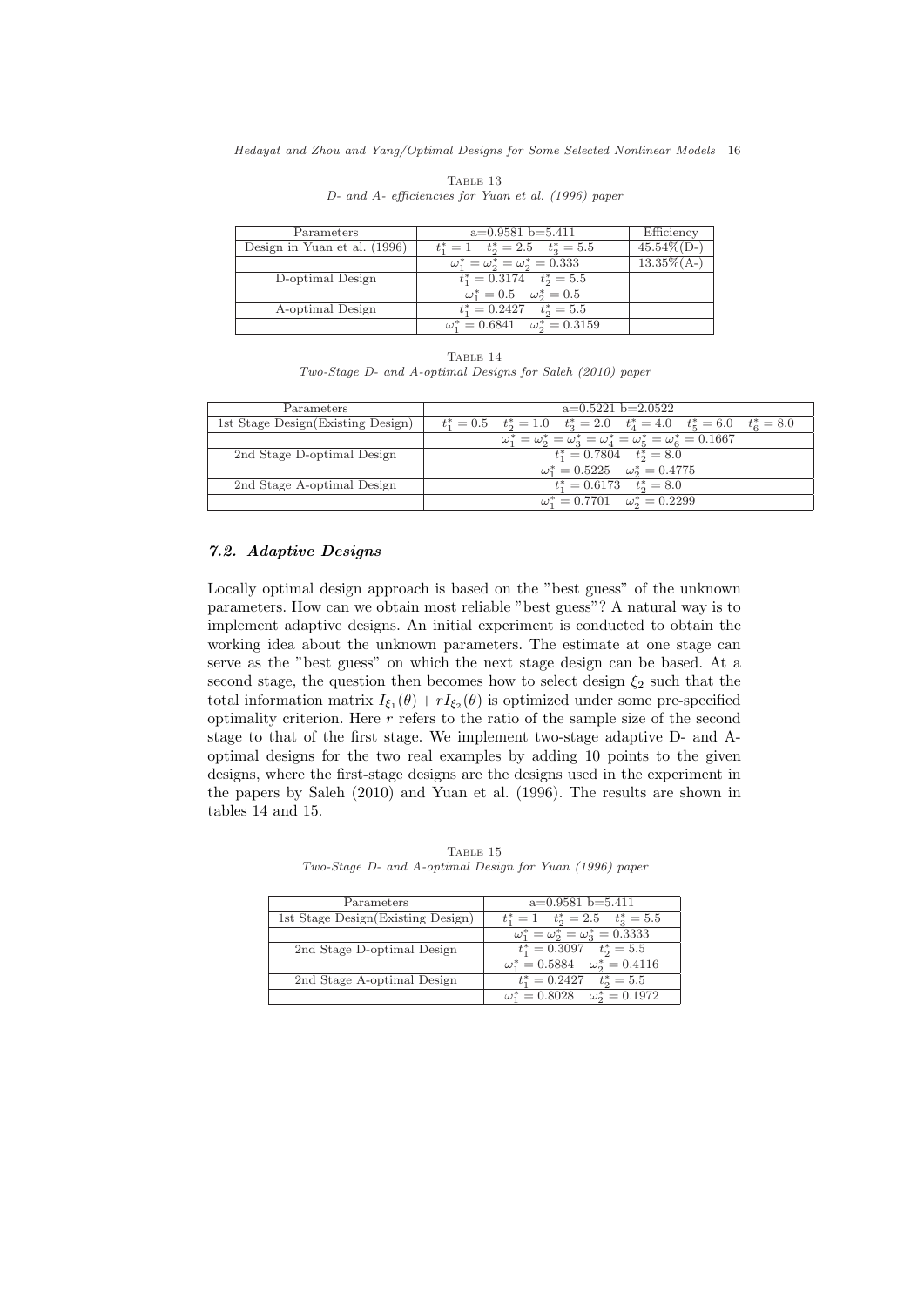Table 13

*D- and A- efficiencies for Yuan et al. (1996) paper*

| Parameters | a=0.9581 b=5.411 | Efficiency |
|---|---|---|
| Design in Yuan et al. (1996) | $t_1^* = 1 \quad t_2^* = 2.5 \quad t_3^* = 5.5$ | 45.54%(D-) |
| | $\omega_1^* = \omega_2^* = \omega_2^* = 0.333$ | 13.35%(A-) |
| D-optimal Design | $t_1^* = 0.3174 \quad t_2^* = 5.5$ | |
| | $\omega_1^* = 0.5 \quad \omega_2^* = 0.5$ | |
| A-optimal Design | $t_1^* = 0.2427 \quad t_2^* = 5.5$ | |
| | $\omega_1^* = 0.6841 \quad \omega_2^* = 0.3159$ | |

Table 14

*Two-Stage D- and A-optimal Designs for Saleh (2010) paper*

| Parameters | a=0.5221 b=2.0522 |
|---|---|
| 1st Stage Design(Existing Design) | $t_1^* = 0.5 \quad t_2^* = 1.0 \quad t_3^* = 2.0 \quad t_4^* = 4.0 \quad t_5^* = 6.0 \quad t_6^* = 8.0$ |
| | $\omega_1^* = \omega_2^* = \omega_3^* = \omega_4^* = \omega_5^* = \omega_6^* = 0.1667$ |
| 2nd Stage D-optimal Design | $t_1^* = 0.7804 \quad t_2^* = 8.0$ |
| | $\omega_1^* = 0.5225 \quad \omega_2^* = 0.4775$ |
| 2nd Stage A-optimal Design | $t_1^* = 0.6173 \quad t_2^* = 8.0$ |
| | $\omega_1^* = 0.7701 \quad \omega_2^* = 0.2299$ |

### 7.2. Adaptive Designs

Locally optimal design approach is based on the "best guess" of the unknown parameters. How can we obtain most reliable "best guess"? A natural way is to implement adaptive designs. An initial experiment is conducted to obtain the working idea about the unknown parameters. The estimate at one stage can serve as the "best guess" on which the next stage design can be based. At a second stage, the question then becomes how to select design $\xi_2$ such that the total information matrix $I_{\xi_1}(\theta) + rI_{\xi_2}(\theta)$ is optimized under some pre-specified optimality criterion. Here $r$ refers to the ratio of the sample size of the second stage to that of the first stage. We implement two-stage adaptive D- and A-optimal designs for the two real examples by adding 10 points to the given designs, where the first-stage designs are the designs used in the experiment in the papers by Saleh (2010) and Yuan et al. (1996). The results are shown in tables 14 and 15.

Table 15

*Two-Stage D- and A-optimal Design for Yuan (1996) paper*

| Parameters | a=0.9581 b=5.411 |
|---|---|
| 1st Stage Design(Existing Design) | $t_1^* = 1 \quad t_2^* = 2.5 \quad t_3^* = 5.5$ |
| | $\omega_1^* = \omega_2^* = \omega_3^* = 0.3333$ |
| 2nd Stage D-optimal Design | $t_1^* = 0.3097 \quad t_2^* = 5.5$ |
| | $\omega_1^* = 0.5884 \quad \omega_2^* = 0.4116$ |
| 2nd Stage A-optimal Design | $t_1^* = 0.2427 \quad t_2^* = 5.5$ |
| | $\omega_1^* = 0.8028 \quad \omega_2^* = 0.1972$ |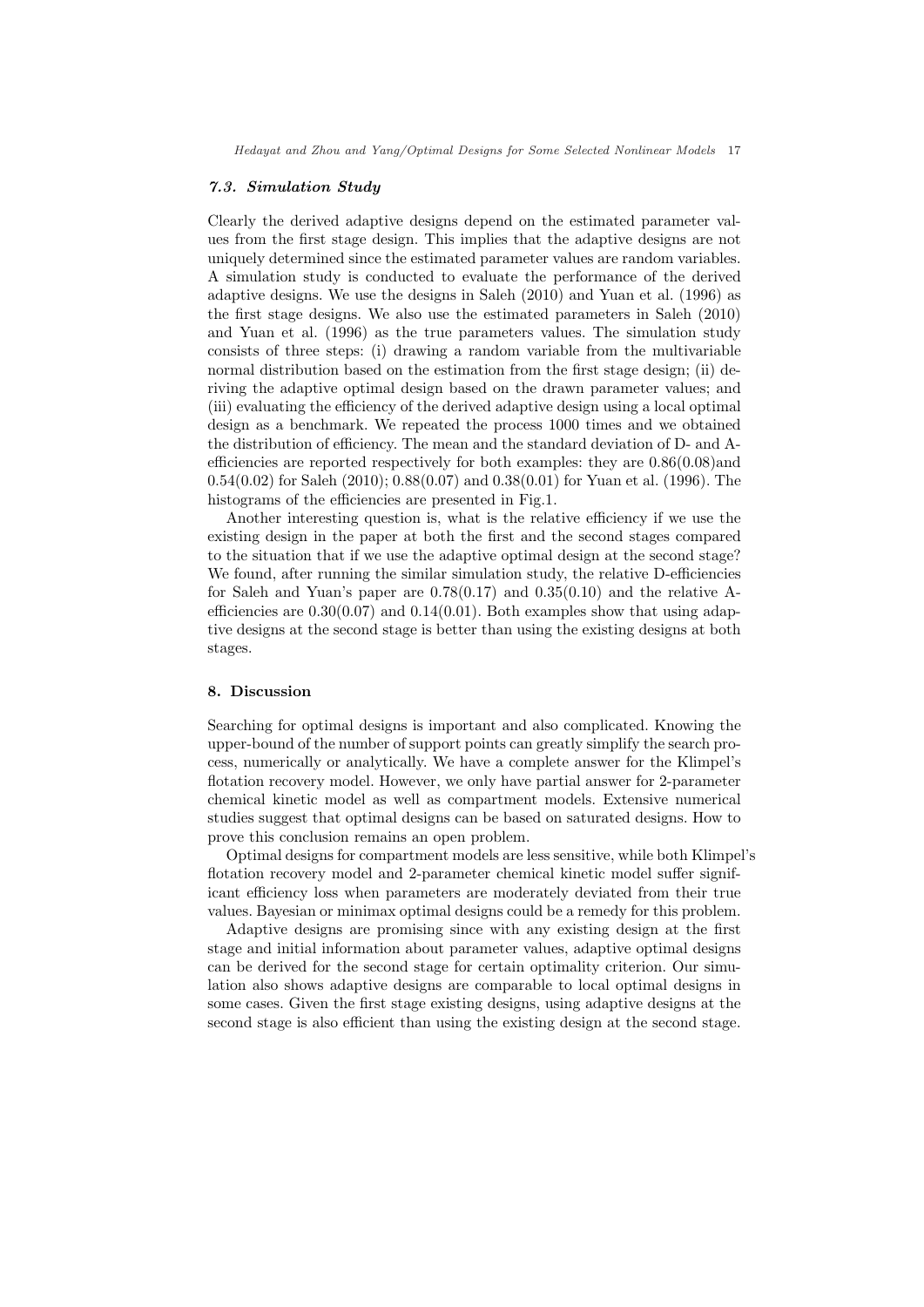### *7.3. Simulation Study*

Clearly the derived adaptive designs depend on the estimated parameter values from the first stage design. This implies that the adaptive designs are not uniquely determined since the estimated parameter values are random variables. A simulation study is conducted to evaluate the performance of the derived adaptive designs. We use the designs in Saleh (2010) and Yuan et al. (1996) as the first stage designs. We also use the estimated parameters in Saleh (2010) and Yuan et al. (1996) as the true parameters values. The simulation study consists of three steps: (i) drawing a random variable from the multivariable normal distribution based on the estimation from the first stage design; (ii) deriving the adaptive optimal design based on the drawn parameter values; and (iii) evaluating the efficiency of the derived adaptive design using a local optimal design as a benchmark. We repeated the process 1000 times and we obtained the distribution of efficiency. The mean and the standard deviation of D- and A-efficiencies are reported respectively for both examples: they are 0.86(0.08)and 0.54(0.02) for Saleh (2010); 0.88(0.07) and 0.38(0.01) for Yuan et al. (1996). The histograms of the efficiencies are presented in Fig.1.

Another interesting question is, what is the relative efficiency if we use the existing design in the paper at both the first and the second stages compared to the situation that if we use the adaptive optimal design at the second stage? We found, after running the similar simulation study, the relative D-efficiencies for Saleh and Yuan's paper are 0.78(0.17) and 0.35(0.10) and the relative A-efficiencies are 0.30(0.07) and 0.14(0.01). Both examples show that using adaptive designs at the second stage is better than using the existing designs at both stages.

## 8. Discussion

Searching for optimal designs is important and also complicated. Knowing the upper-bound of the number of support points can greatly simplify the search process, numerically or analytically. We have a complete answer for the Klimpel's flotation recovery model. However, we only have partial answer for 2-parameter chemical kinetic model as well as compartment models. Extensive numerical studies suggest that optimal designs can be based on saturated designs. How to prove this conclusion remains an open problem.

Optimal designs for compartment models are less sensitive, while both Klimpel's flotation recovery model and 2-parameter chemical kinetic model suffer significant efficiency loss when parameters are moderately deviated from their true values. Bayesian or minimax optimal designs could be a remedy for this problem.

Adaptive designs are promising since with any existing design at the first stage and initial information about parameter values, adaptive optimal designs can be derived for the second stage for certain optimality criterion. Our simulation also shows adaptive designs are comparable to local optimal designs in some cases. Given the first stage existing designs, using adaptive designs at the second stage is also efficient than using the existing design at the second stage.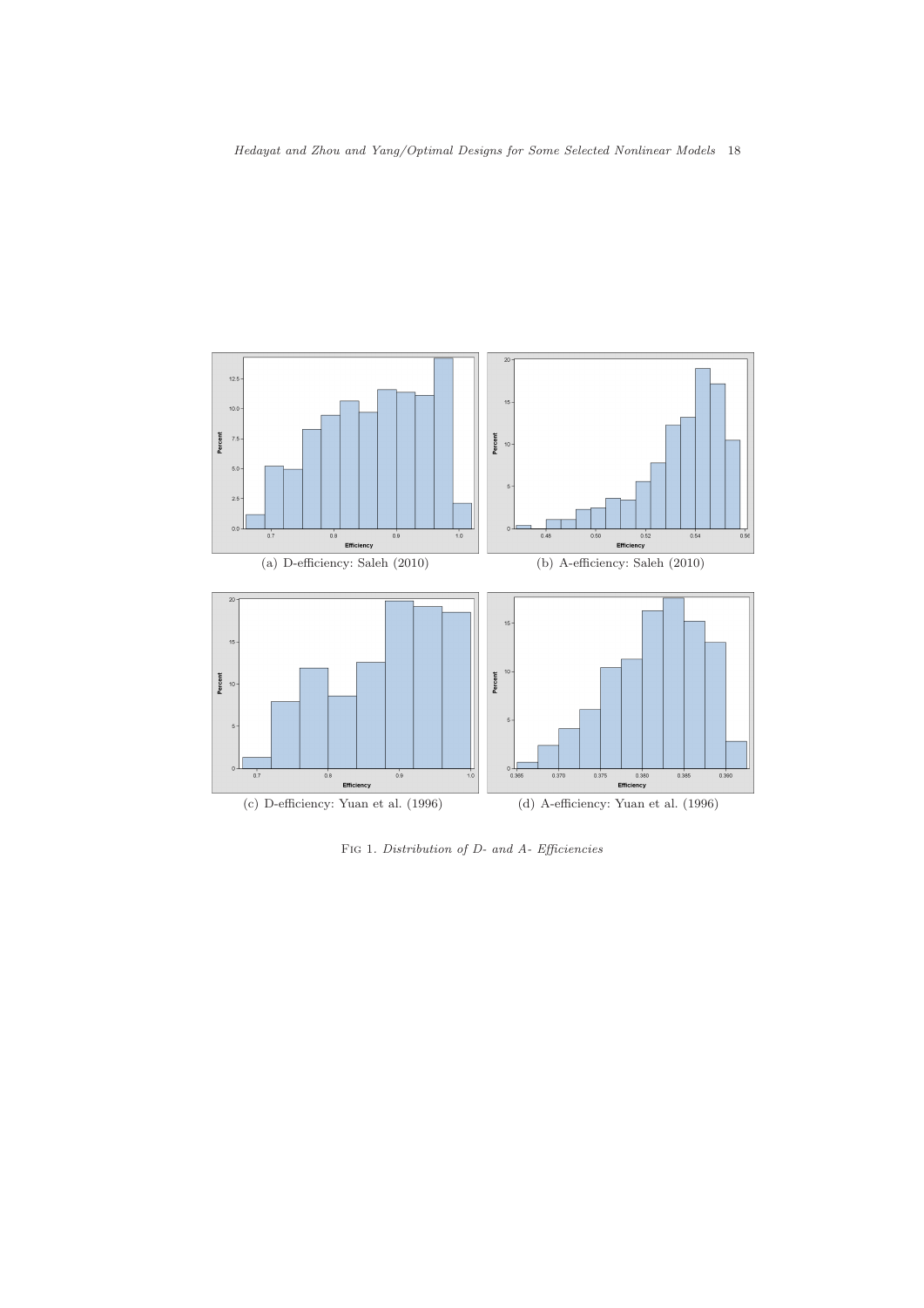(a) D-efficiency: Saleh (2010)

(b) A-efficiency: Saleh (2010)

(c) D-efficiency: Yuan et al. (1996)

(d) A-efficiency: Yuan et al. (1996)

Fig 1. *Distribution of D- and A- Efficiencies*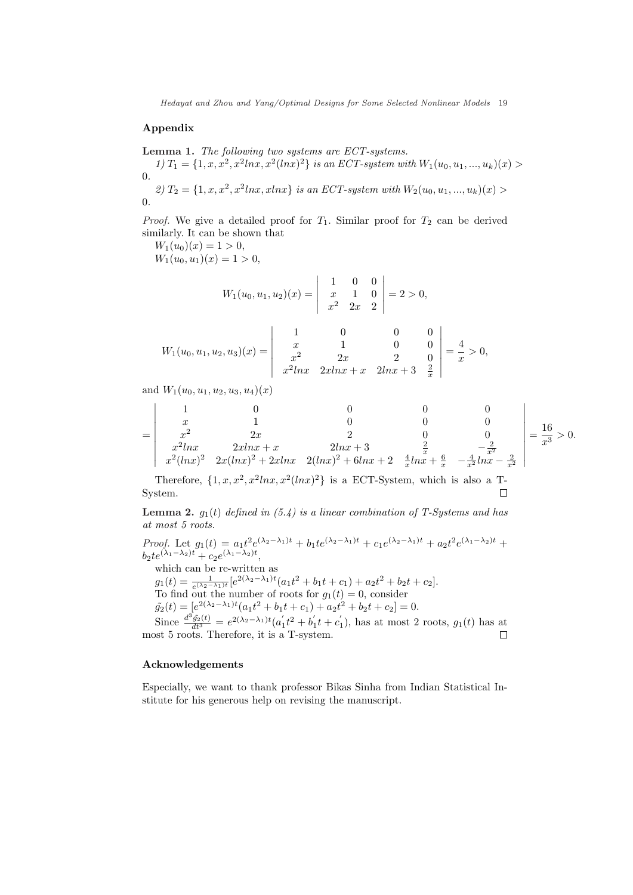## Appendix

**Lemma 1.** *The following two systems are ECT-systems.*

*1) $T_1 = \{1, x, x^2, x^2lnx, x^2(lnx)^2\}$ is an ECT-system with $W_1(u_0, u_1, ..., u_k)(x) > 0$.*

*2) $T_2 = \{1, x, x^2, x^2lnx, xlnx\}$ is an ECT-system with $W_2(u_0, u_1, ..., u_k)(x) > 0$.*

*Proof.* We give a detailed proof for $T_1$. Similar proof for $T_2$ can be derived similarly. It can be shown that

$W_1(u_0)(x) = 1 > 0$,

$W_1(u_0, u_1)(x) = 1 > 0$,

$$W_1(u_0, u_1, u_2)(x) = \begin{vmatrix} 1 & 0 & 0 \\ x & 1 & 0 \\ x^2 & 2x & 2 \end{vmatrix} = 2 > 0,$$

$$W_1(u_0, u_1, u_2, u_3)(x) = \begin{vmatrix} 1 & 0 & 0 & 0 \\ x & 1 & 0 & 0 \\ x^2 & 2x & 2 & 0 \\ x^2lnx & 2xlnx + x & 2lnx + 3 & \frac{2}{x} \end{vmatrix} = \frac{4}{x} > 0,$$

and $W_1(u_0, u_1, u_2, u_3, u_4)(x)$

$$= \begin{vmatrix} 1 & 0 & 0 & 0 & 0 \\ x & 1 & 0 & 0 & 0 \\ x^2 & 2x & 2 & 0 & 0 \\ x^2lnx & 2xlnx + x & 2lnx + 3 & \frac{2}{x} & -\frac{2}{x^2} \\ x^2(lnx)^2 & 2x(lnx)^2 + 2xlnx & 2(lnx)^2 + 6lnx + 2 & \frac{4}{x}lnx + \frac{6}{x} & -\frac{4}{x^2}lnx - \frac{2}{x^2} \end{vmatrix} = \frac{16}{x^3} > 0.$$

Therefore, $\{1, x, x^2, x^2lnx, x^2(lnx)^2\}$ is a ECT-System, which is also a T-System. ∎

**Lemma 2.** *$g_1(t)$ defined in (5.4) is a linear combination of T-Systems and has at most 5 roots.*

*Proof.* Let $g_1(t) = a_1t^2e^{(\lambda_2-\lambda_1)t} + b_1te^{(\lambda_2-\lambda_1)t} + c_1e^{(\lambda_2-\lambda_1)t} + a_2t^2e^{(\lambda_1-\lambda_2)t} + b_2te^{(\lambda_1-\lambda_2)t} + c_2e^{(\lambda_1-\lambda_2)t}$,

which can be re-written as

$g_1(t) = \frac{1}{e^{(\lambda_2-\lambda_1)t}}[e^{2(\lambda_2-\lambda_1)t}(a_1t^2 + b_1t + c_1) + a_2t^2 + b_2t + c_2]$.

To find out the number of roots for $g_1(t) = 0$, consider

$\tilde{g_2}(t) = [e^{2(\lambda_2-\lambda_1)t}(a_1t^2 + b_1t + c_1) + a_2t^2 + b_2t + c_2] = 0$.

Since $\frac{d^3\tilde{g_2}(t)}{dt^3} = e^{2(\lambda_2-\lambda_1)t}(a_1^{'}t^2 + b_1^{'}t + c_1^{'})$, has at most 2 roots, $g_1(t)$ has at most 5 roots. Therefore, it is a T-system. ∎

## Acknowledgements

Especially, we want to thank professor Bikas Sinha from Indian Statistical Institute for his generous help on revising the manuscript.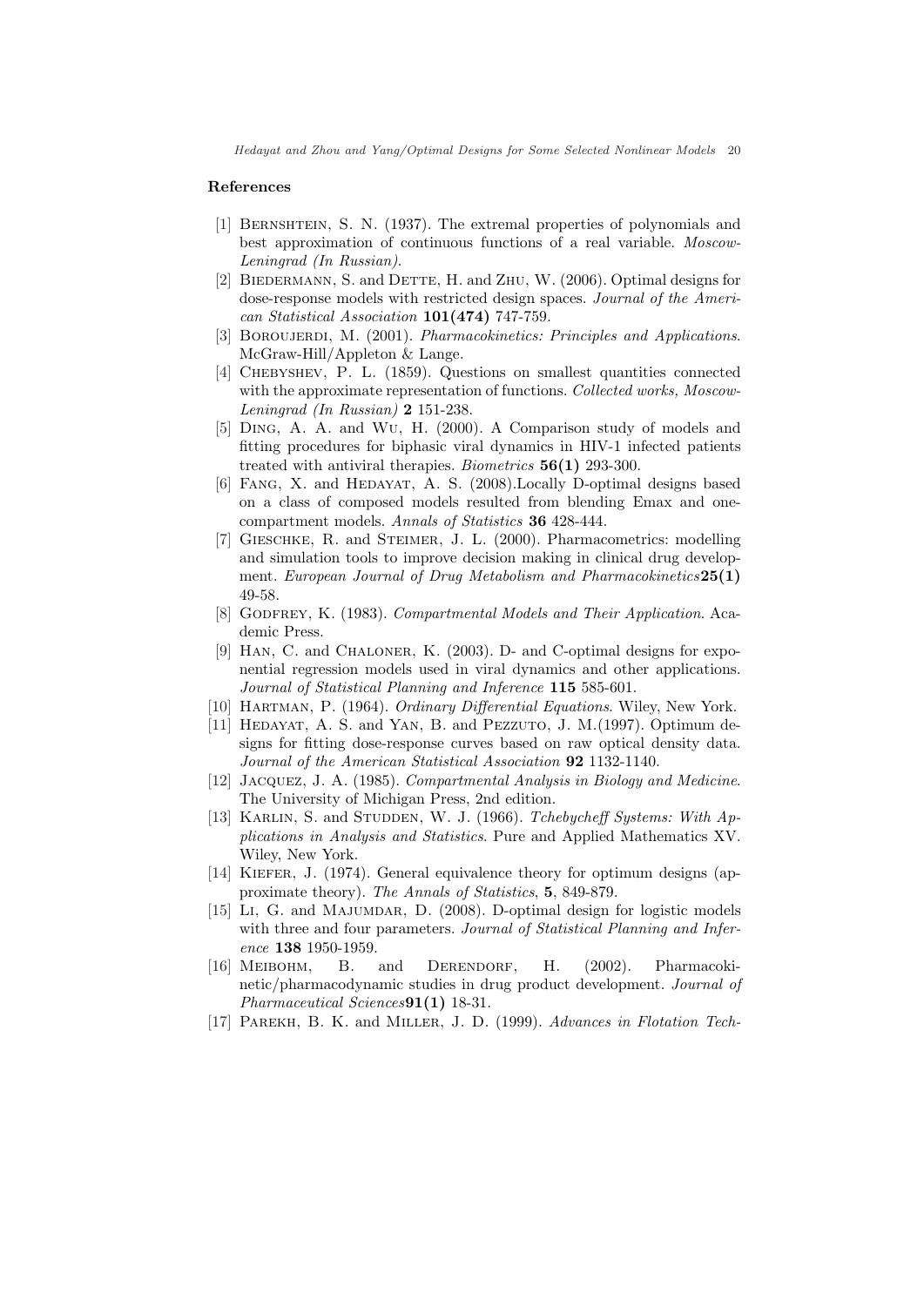## References

[1] Bernshtein, S. N. (1937). The extremal properties of polynomials and best approximation of continuous functions of a real variable. *Moscow-Leningrad (In Russian)*.

[2] Biedermann, S. and Dette, H. and Zhu, W. (2006). Optimal designs for dose-response models with restricted design spaces. *Journal of the American Statistical Association* **101(474)** 747-759.

[3] Boroujerdi, M. (2001). *Pharmacokinetics: Principles and Applications*. McGraw-Hill/Appleton & Lange.

[4] Chebyshev, P. L. (1859). Questions on smallest quantities connected with the approximate representation of functions. *Collected works, Moscow-Leningrad (In Russian)* **2** 151-238.

[5] Ding, A. A. and Wu, H. (2000). A Comparison study of models and fitting procedures for biphasic viral dynamics in HIV-1 infected patients treated with antiviral therapies. *Biometrics* **56(1)** 293-300.

[6] Fang, X. and Hedayat, A. S. (2008).Locally D-optimal designs based on a class of composed models resulted from blending Emax and one-compartment models. *Annals of Statistics* **36** 428-444.

[7] Gieschke, R. and Steimer, J. L. (2000). Pharmacometrics: modelling and simulation tools to improve decision making in clinical drug development. *European Journal of Drug Metabolism and Pharmacokinetics* **25(1)** 49-58.

[8] Godfrey, K. (1983). *Compartmental Models and Their Application*. Academic Press.

[9] Han, C. and Chaloner, K. (2003). D- and C-optimal designs for exponential regression models used in viral dynamics and other applications. *Journal of Statistical Planning and Inference* **115** 585-601.

[10] Hartman, P. (1964). *Ordinary Differential Equations*. Wiley, New York.

[11] Hedayat, A. S. and Yan, B. and Pezzuto, J. M.(1997). Optimum designs for fitting dose-response curves based on raw optical density data. *Journal of the American Statistical Association* **92** 1132-1140.

[12] Jacquez, J. A. (1985). *Compartmental Analysis in Biology and Medicine*. The University of Michigan Press, 2nd edition.

[13] Karlin, S. and Studden, W. J. (1966). *Tchebycheff Systems: With Applications in Analysis and Statistics*. Pure and Applied Mathematics XV. Wiley, New York.

[14] Kiefer, J. (1974). General equivalence theory for optimum designs (approximate theory). *The Annals of Statistics*, **5**, 849-879.

[15] Li, G. and Majumdar, D. (2008). D-optimal design for logistic models with three and four parameters. *Journal of Statistical Planning and Inference* **138** 1950-1959.

[16] Meibohm, B. and Derendorf, H. (2002). Pharmacokinetic/pharmacodynamic studies in drug product development. *Journal of Pharmaceutical Sciences* **91(1)** 18-31.

[17] Parekh, B. K. and Miller, J. D. (1999). *Advances in Flotation Tech-*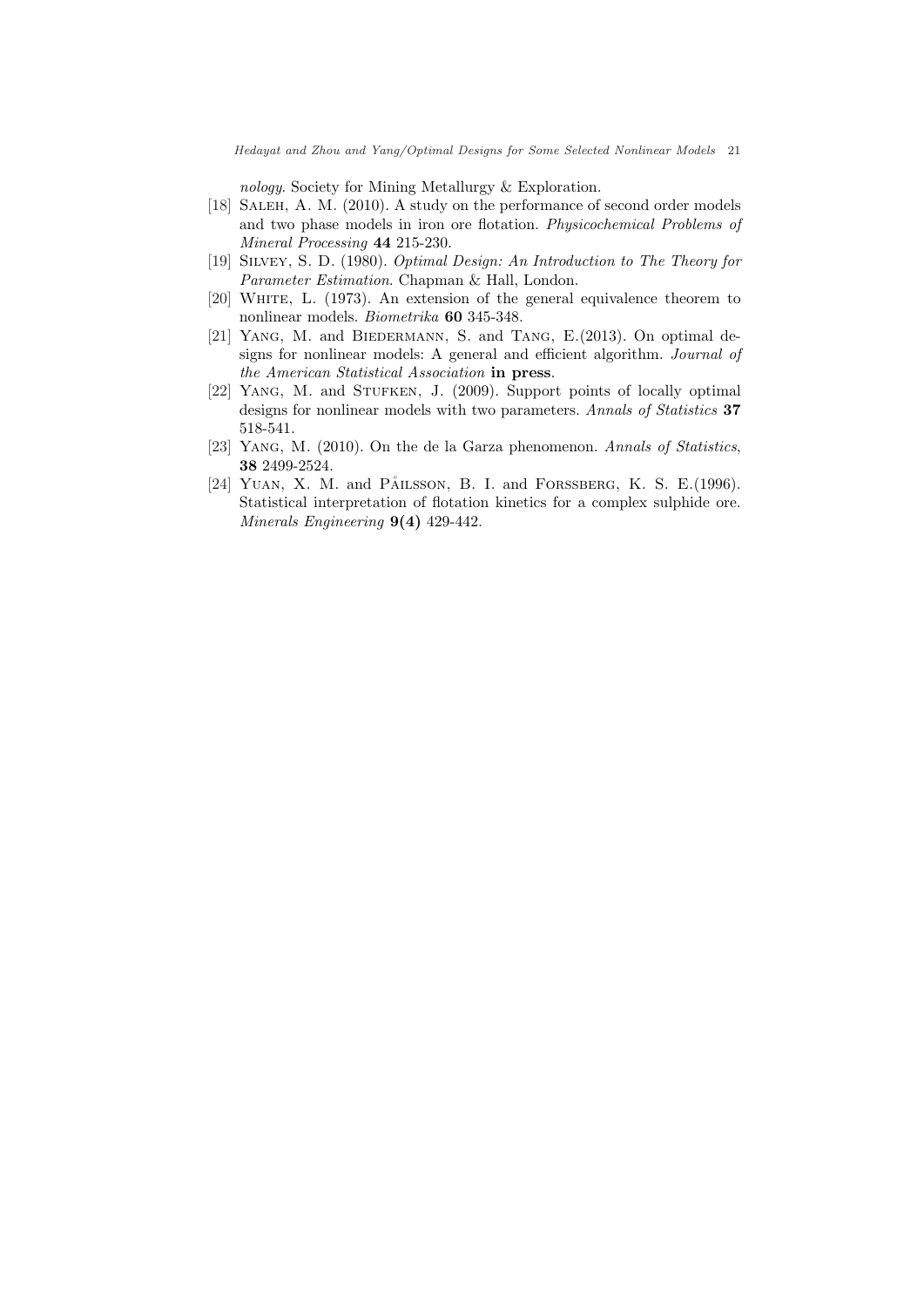*nology*. Society for Mining Metallurgy & Exploration.

[18] Saleh, A. M. (2010). A study on the performance of second order models and two phase models in iron ore flotation. *Physicochemical Problems of Mineral Processing* **44** 215-230.

[19] Silvey, S. D. (1980). *Optimal Design: An Introduction to The Theory for Parameter Estimation*. Chapman & Hall, London.

[20] White, L. (1973). An extension of the general equivalence theorem to nonlinear models. *Biometrika* **60** 345-348.

[21] Yang, M. and Biedermann, S. and Tang, E.(2013). On optimal designs for nonlinear models: A general and efficient algorithm. *Journal of the American Statistical Association* **in press**.

[22] Yang, M. and Stufken, J. (2009). Support points of locally optimal designs for nonlinear models with two parameters. *Annals of Statistics* **37** 518-541.

[23] Yang, M. (2010). On the de la Garza phenomenon. *Annals of Statistics*, **38** 2499-2524.

[24] Yuan, X. M. and Pålsson, B. I. and Forssberg, K. S. E.(1996). Statistical interpretation of flotation kinetics for a complex sulphide ore. *Minerals Engineering* **9(4)** 429-442.